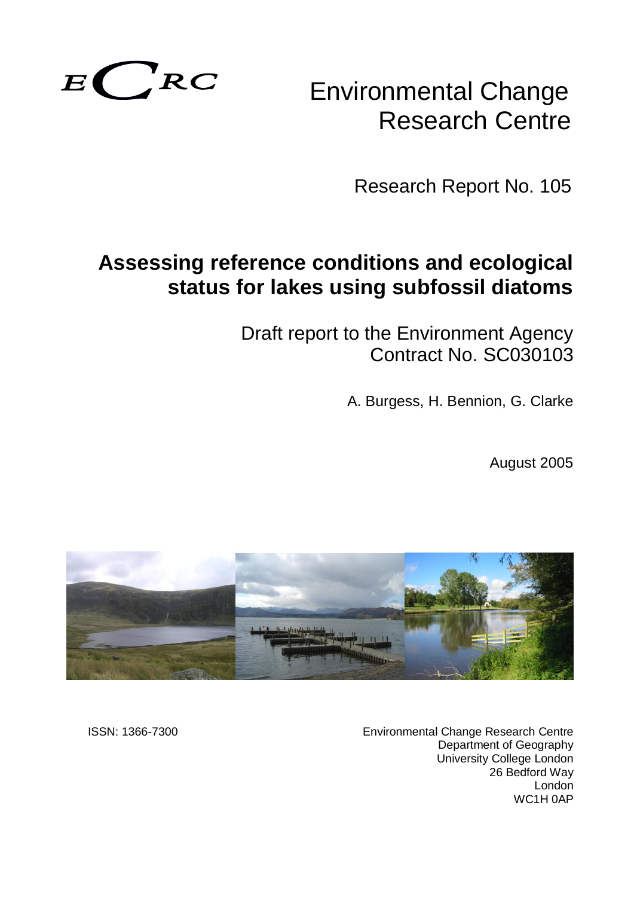ECRC

Environmental Change Research Centre

Research Report No. 105

# Assessing reference conditions and ecological status for lakes using subfossil diatoms

Draft report to the Environment Agency
Contract No. SC030103

A. Burgess, H. Bennion, G. Clarke

August 2005

ISSN: 1366-7300

Environmental Change Research Centre
Department of Geography
University College London
26 Bedford Way
London
WC1H 0AP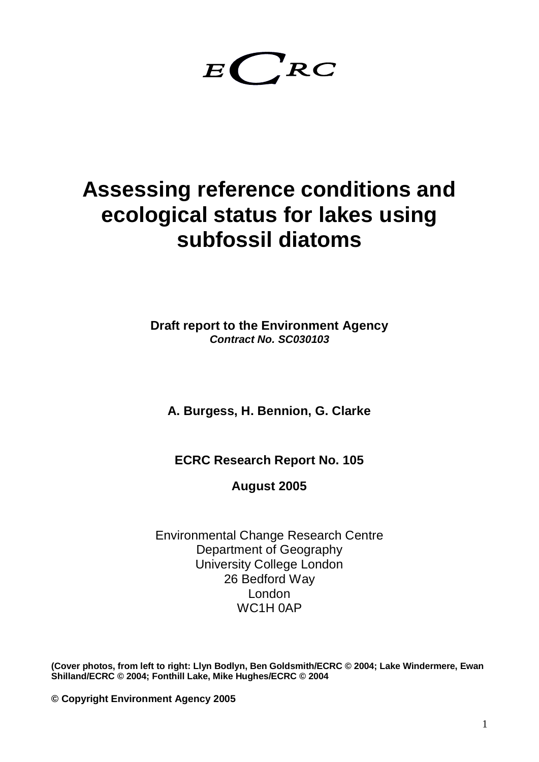ECRC

# Assessing reference conditions and ecological status for lakes using subfossil diatoms

**Draft report to the Environment Agency**
***Contract No. SC030103***

**A. Burgess, H. Bennion, G. Clarke**

**ECRC Research Report No. 105**

**August 2005**

Environmental Change Research Centre
Department of Geography
University College London
26 Bedford Way
London
WC1H 0AP

**(Cover photos, from left to right: Llyn Bodlyn, Ben Goldsmith/ECRC © 2004; Lake Windermere, Ewan Shilland/ECRC © 2004; Fonthill Lake, Mike Hughes/ECRC © 2004**

**© Copyright Environment Agency 2005**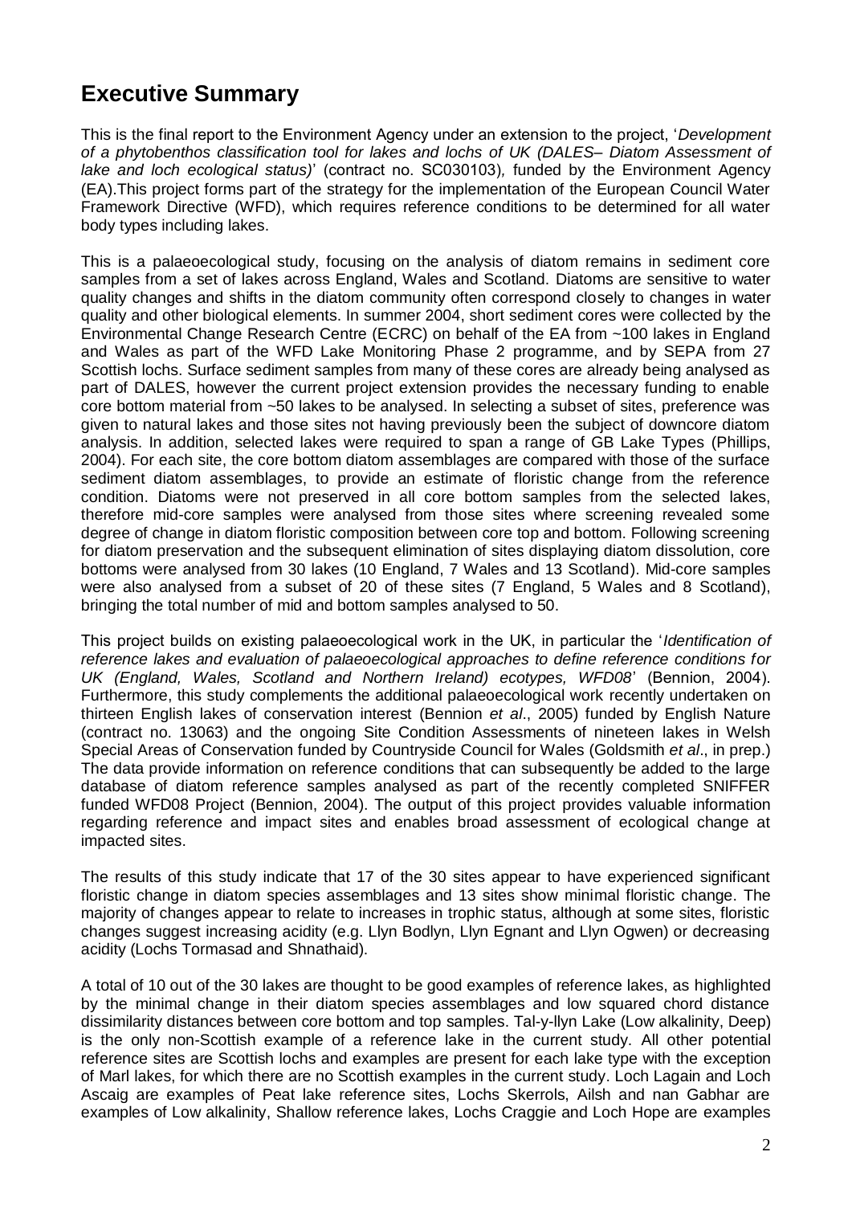# Executive Summary

This is the final report to the Environment Agency under an extension to the project, '*Development of a phytobenthos classification tool for lakes and lochs of UK (DALES– Diatom Assessment of lake and loch ecological status)*' (contract no. SC030103), funded by the Environment Agency (EA).This project forms part of the strategy for the implementation of the European Council Water Framework Directive (WFD), which requires reference conditions to be determined for all water body types including lakes.

This is a palaeoecological study, focusing on the analysis of diatom remains in sediment core samples from a set of lakes across England, Wales and Scotland. Diatoms are sensitive to water quality changes and shifts in the diatom community often correspond closely to changes in water quality and other biological elements. In summer 2004, short sediment cores were collected by the Environmental Change Research Centre (ECRC) on behalf of the EA from ~100 lakes in England and Wales as part of the WFD Lake Monitoring Phase 2 programme, and by SEPA from 27 Scottish lochs. Surface sediment samples from many of these cores are already being analysed as part of DALES, however the current project extension provides the necessary funding to enable core bottom material from ~50 lakes to be analysed. In selecting a subset of sites, preference was given to natural lakes and those sites not having previously been the subject of downcore diatom analysis. In addition, selected lakes were required to span a range of GB Lake Types (Phillips, 2004). For each site, the core bottom diatom assemblages are compared with those of the surface sediment diatom assemblages, to provide an estimate of floristic change from the reference condition. Diatoms were not preserved in all core bottom samples from the selected lakes, therefore mid-core samples were analysed from those sites where screening revealed some degree of change in diatom floristic composition between core top and bottom. Following screening for diatom preservation and the subsequent elimination of sites displaying diatom dissolution, core bottoms were analysed from 30 lakes (10 England, 7 Wales and 13 Scotland). Mid-core samples were also analysed from a subset of 20 of these sites (7 England, 5 Wales and 8 Scotland), bringing the total number of mid and bottom samples analysed to 50.

This project builds on existing palaeoecological work in the UK, in particular the '*Identification of reference lakes and evaluation of palaeoecological approaches to define reference conditions for UK (England, Wales, Scotland and Northern Ireland) ecotypes, WFD08*' (Bennion, 2004). Furthermore, this study complements the additional palaeoecological work recently undertaken on thirteen English lakes of conservation interest (Bennion *et al*., 2005) funded by English Nature (contract no. 13063) and the ongoing Site Condition Assessments of nineteen lakes in Welsh Special Areas of Conservation funded by Countryside Council for Wales (Goldsmith *et al*., in prep.) The data provide information on reference conditions that can subsequently be added to the large database of diatom reference samples analysed as part of the recently completed SNIFFER funded WFD08 Project (Bennion, 2004). The output of this project provides valuable information regarding reference and impact sites and enables broad assessment of ecological change at impacted sites.

The results of this study indicate that 17 of the 30 sites appear to have experienced significant floristic change in diatom species assemblages and 13 sites show minimal floristic change. The majority of changes appear to relate to increases in trophic status, although at some sites, floristic changes suggest increasing acidity (e.g. Llyn Bodlyn, Llyn Egnant and Llyn Ogwen) or decreasing acidity (Lochs Tormasad and Shnathaid).

A total of 10 out of the 30 lakes are thought to be good examples of reference lakes, as highlighted by the minimal change in their diatom species assemblages and low squared chord distance dissimilarity distances between core bottom and top samples. Tal-y-llyn Lake (Low alkalinity, Deep) is the only non-Scottish example of a reference lake in the current study. All other potential reference sites are Scottish lochs and examples are present for each lake type with the exception of Marl lakes, for which there are no Scottish examples in the current study. Loch Lagain and Loch Ascaig are examples of Peat lake reference sites, Lochs Skerrols, Ailsh and nan Gabhar are examples of Low alkalinity, Shallow reference lakes, Lochs Craggie and Loch Hope are examples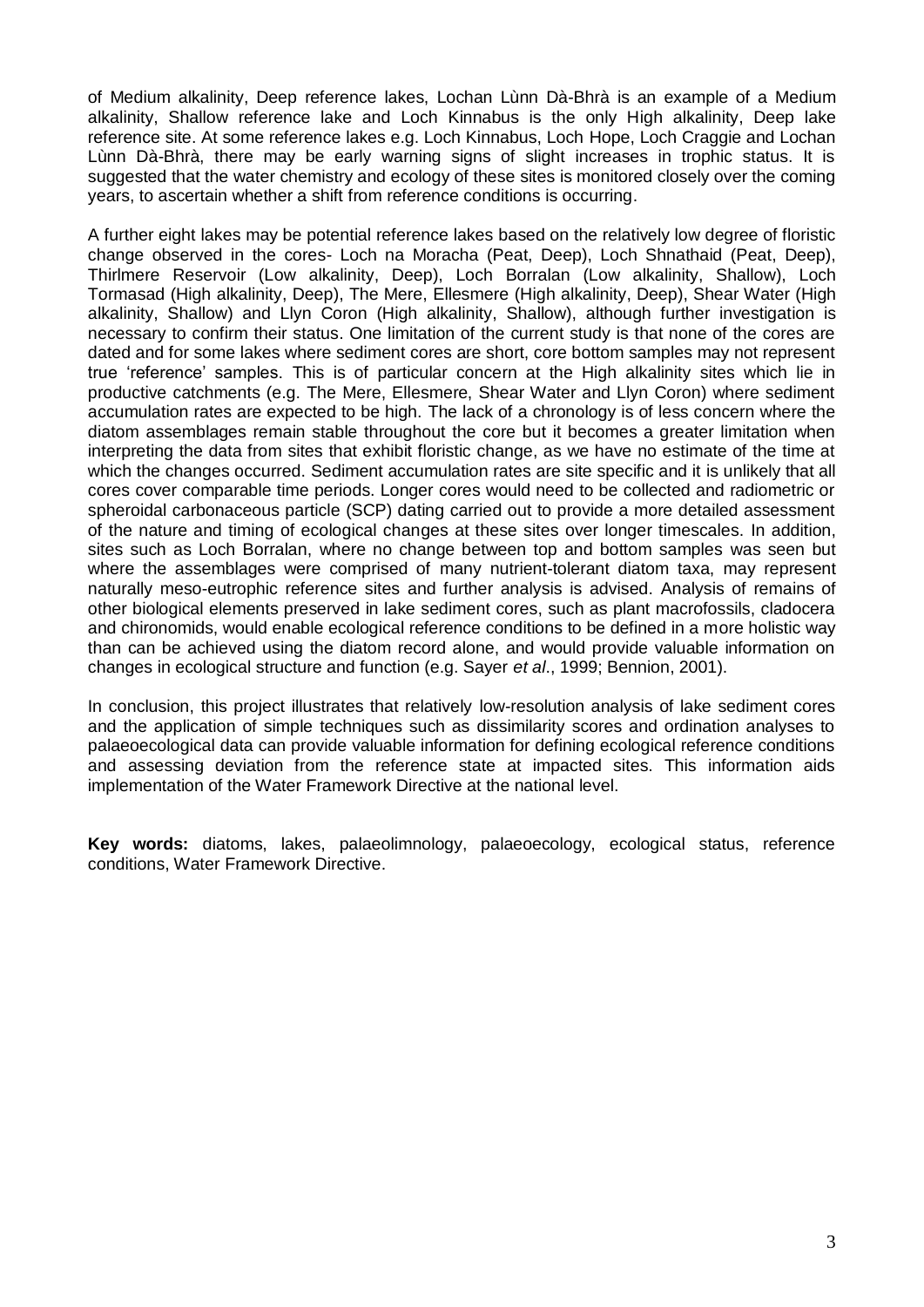of Medium alkalinity, Deep reference lakes, Lochan Lùnn Dà-Bhrà is an example of a Medium alkalinity, Shallow reference lake and Loch Kinnabus is the only High alkalinity, Deep lake reference site. At some reference lakes e.g. Loch Kinnabus, Loch Hope, Loch Craggie and Lochan Lùnn Dà-Bhrà, there may be early warning signs of slight increases in trophic status. It is suggested that the water chemistry and ecology of these sites is monitored closely over the coming years, to ascertain whether a shift from reference conditions is occurring.

A further eight lakes may be potential reference lakes based on the relatively low degree of floristic change observed in the cores- Loch na Moracha (Peat, Deep), Loch Shnathaid (Peat, Deep), Thirlmere Reservoir (Low alkalinity, Deep), Loch Borralan (Low alkalinity, Shallow), Loch Tormasad (High alkalinity, Deep), The Mere, Ellesmere (High alkalinity, Deep), Shear Water (High alkalinity, Shallow) and Llyn Coron (High alkalinity, Shallow), although further investigation is necessary to confirm their status. One limitation of the current study is that none of the cores are dated and for some lakes where sediment cores are short, core bottom samples may not represent true 'reference' samples. This is of particular concern at the High alkalinity sites which lie in productive catchments (e.g. The Mere, Ellesmere, Shear Water and Llyn Coron) where sediment accumulation rates are expected to be high. The lack of a chronology is of less concern where the diatom assemblages remain stable throughout the core but it becomes a greater limitation when interpreting the data from sites that exhibit floristic change, as we have no estimate of the time at which the changes occurred. Sediment accumulation rates are site specific and it is unlikely that all cores cover comparable time periods. Longer cores would need to be collected and radiometric or spheroidal carbonaceous particle (SCP) dating carried out to provide a more detailed assessment of the nature and timing of ecological changes at these sites over longer timescales. In addition, sites such as Loch Borralan, where no change between top and bottom samples was seen but where the assemblages were comprised of many nutrient-tolerant diatom taxa, may represent naturally meso-eutrophic reference sites and further analysis is advised. Analysis of remains of other biological elements preserved in lake sediment cores, such as plant macrofossils, cladocera and chironomids, would enable ecological reference conditions to be defined in a more holistic way than can be achieved using the diatom record alone, and would provide valuable information on changes in ecological structure and function (e.g. Sayer *et al*., 1999; Bennion, 2001).

In conclusion, this project illustrates that relatively low-resolution analysis of lake sediment cores and the application of simple techniques such as dissimilarity scores and ordination analyses to palaeoecological data can provide valuable information for defining ecological reference conditions and assessing deviation from the reference state at impacted sites. This information aids implementation of the Water Framework Directive at the national level.

**Key words:** diatoms, lakes, palaeolimnology, palaeoecology, ecological status, reference conditions, Water Framework Directive.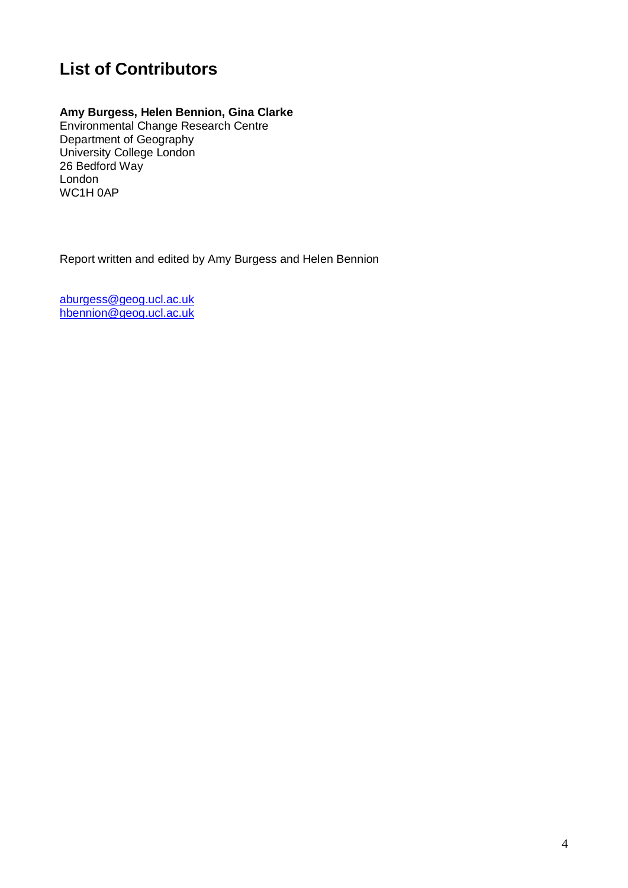# List of Contributors

**Amy Burgess, Helen Bennion, Gina Clarke**
Environmental Change Research Centre
Department of Geography
University College London
26 Bedford Way
London
WC1H 0AP

Report written and edited by Amy Burgess and Helen Bennion

aburgess@geog.ucl.ac.uk
hbennion@geog.ucl.ac.uk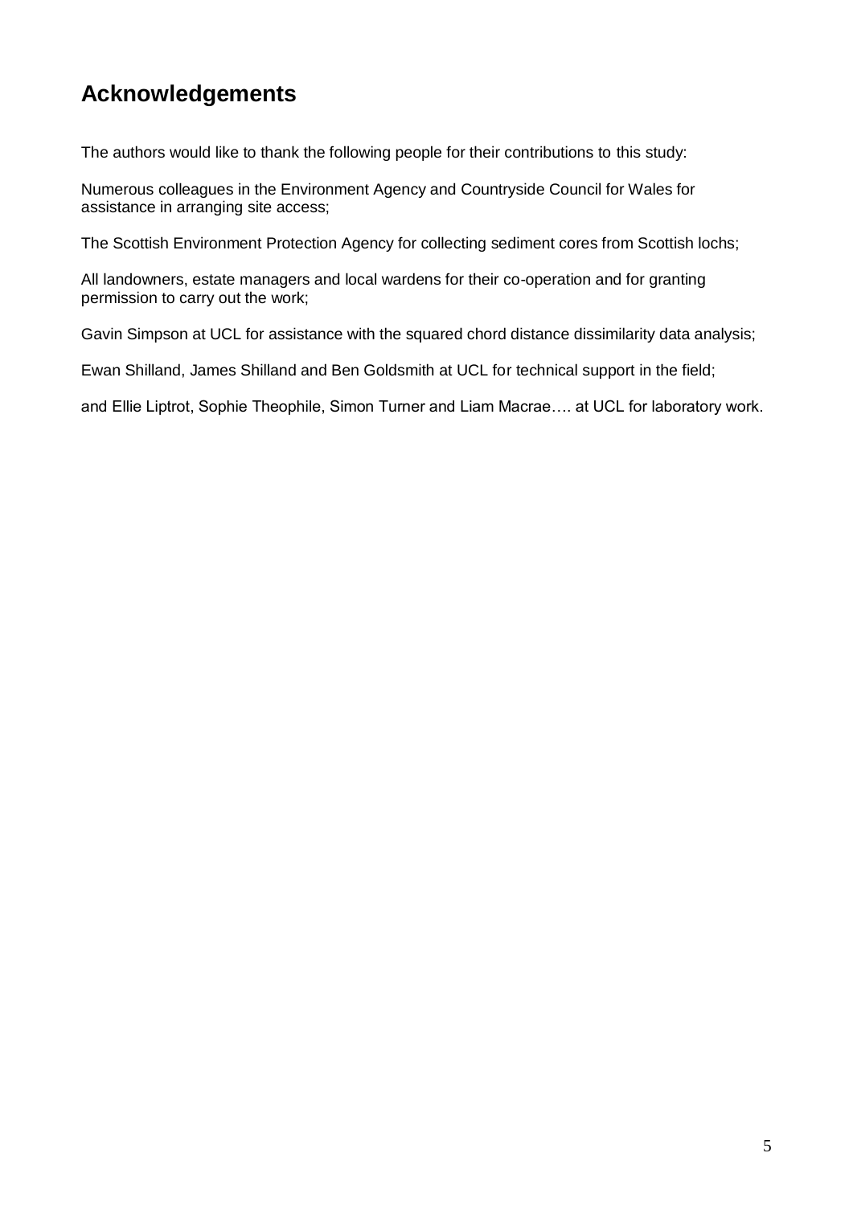# Acknowledgements

The authors would like to thank the following people for their contributions to this study:

Numerous colleagues in the Environment Agency and Countryside Council for Wales for assistance in arranging site access;

The Scottish Environment Protection Agency for collecting sediment cores from Scottish lochs;

All landowners, estate managers and local wardens for their co-operation and for granting permission to carry out the work;

Gavin Simpson at UCL for assistance with the squared chord distance dissimilarity data analysis;

Ewan Shilland, James Shilland and Ben Goldsmith at UCL for technical support in the field;

and Ellie Liptrot, Sophie Theophile, Simon Turner and Liam Macrae…. at UCL for laboratory work.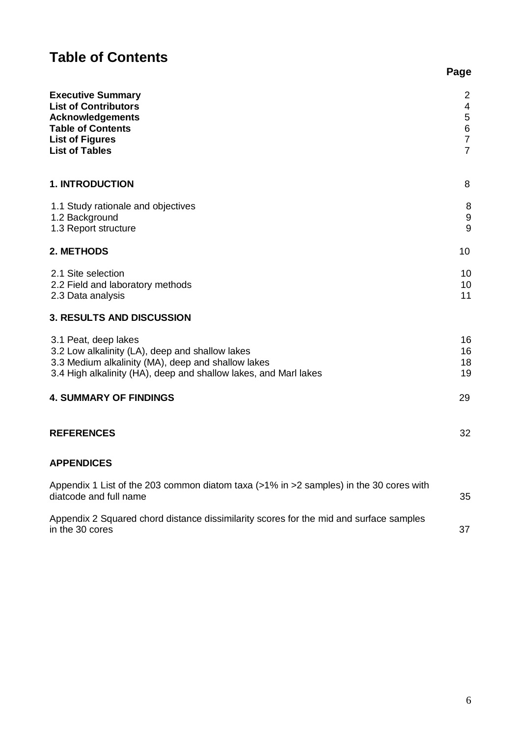# Table of Contents

| | Page |
|---|---|
| **Executive Summary** | 2 |
| **List of Contributors** | 4 |
| **Acknowledgements** | 5 |
| **Table of Contents** | 6 |
| **List of Figures** | 7 |
| **List of Tables** | 7 |
| **1. INTRODUCTION** | 8 |
| 1.1 Study rationale and objectives | 8 |
| 1.2 Background | 9 |
| 1.3 Report structure | 9 |
| **2. METHODS** | 10 |
| 2.1 Site selection | 10 |
| 2.2 Field and laboratory methods | 10 |
| 2.3 Data analysis | 11 |
| **3. RESULTS AND DISCUSSION** | |
| 3.1 Peat, deep lakes | 16 |
| 3.2 Low alkalinity (LA), deep and shallow lakes | 16 |
| 3.3 Medium alkalinity (MA), deep and shallow lakes | 18 |
| 3.4 High alkalinity (HA), deep and shallow lakes, and Marl lakes | 19 |
| **4. SUMMARY OF FINDINGS** | 29 |
| **REFERENCES** | 32 |
| **APPENDICES** | |
| Appendix 1 List of the 203 common diatom taxa (>1% in >2 samples) in the 30 cores with diatcode and full name | 35 |
| Appendix 2 Squared chord distance dissimilarity scores for the mid and surface samples in the 30 cores | 37 |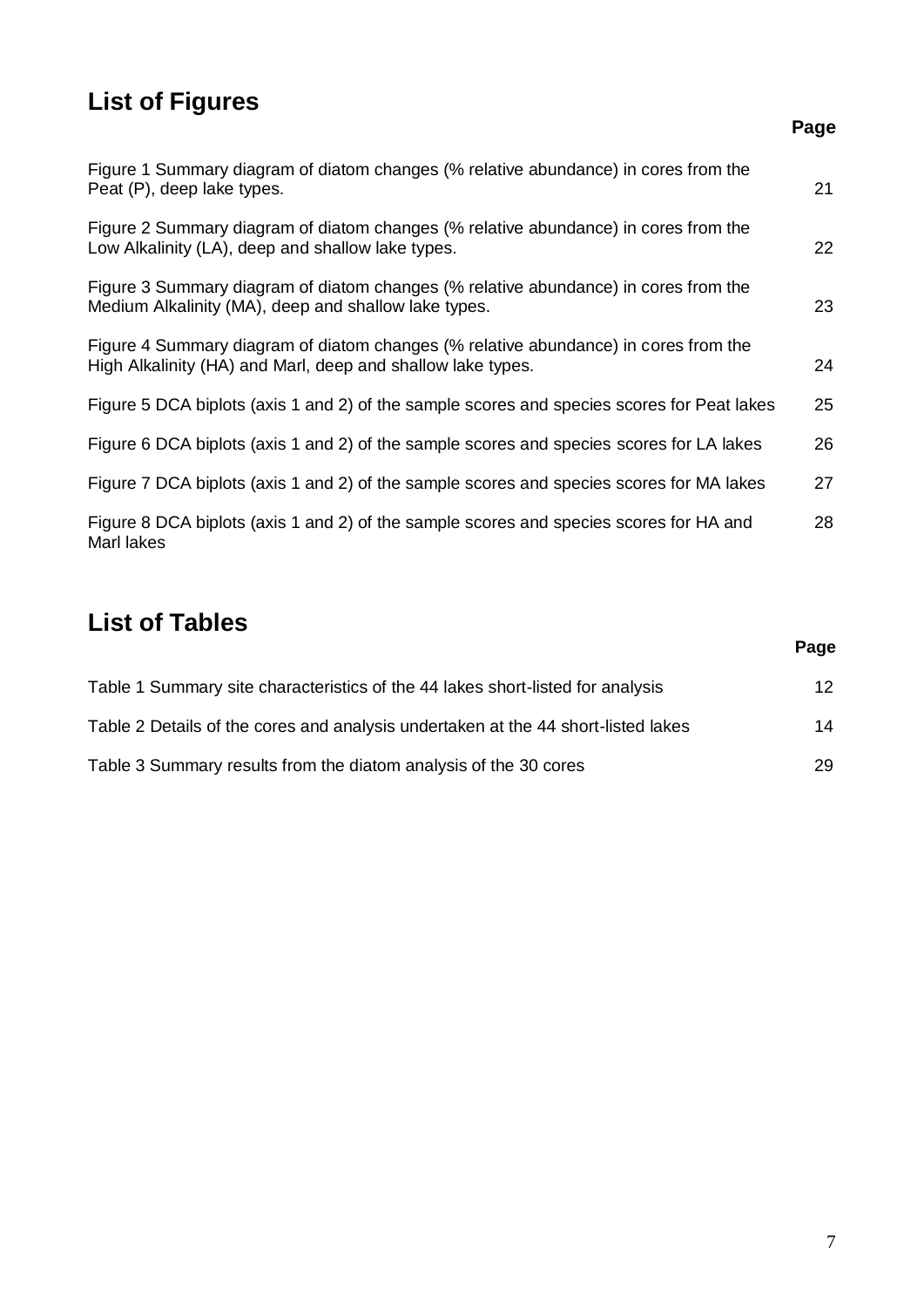## List of Figures

| | Page |
|---|---|
| Figure 1 Summary diagram of diatom changes (% relative abundance) in cores from the Peat (P), deep lake types. | 21 |
| Figure 2 Summary diagram of diatom changes (% relative abundance) in cores from the Low Alkalinity (LA), deep and shallow lake types. | 22 |
| Figure 3 Summary diagram of diatom changes (% relative abundance) in cores from the Medium Alkalinity (MA), deep and shallow lake types. | 23 |
| Figure 4 Summary diagram of diatom changes (% relative abundance) in cores from the High Alkalinity (HA) and Marl, deep and shallow lake types. | 24 |
| Figure 5 DCA biplots (axis 1 and 2) of the sample scores and species scores for Peat lakes | 25 |
| Figure 6 DCA biplots (axis 1 and 2) of the sample scores and species scores for LA lakes | 26 |
| Figure 7 DCA biplots (axis 1 and 2) of the sample scores and species scores for MA lakes | 27 |
| Figure 8 DCA biplots (axis 1 and 2) of the sample scores and species scores for HA and Marl lakes | 28 |

## List of Tables

| | Page |
|---|---|
| Table 1 Summary site characteristics of the 44 lakes short-listed for analysis | 12 |
| Table 2 Details of the cores and analysis undertaken at the 44 short-listed lakes | 14 |
| Table 3 Summary results from the diatom analysis of the 30 cores | 29 |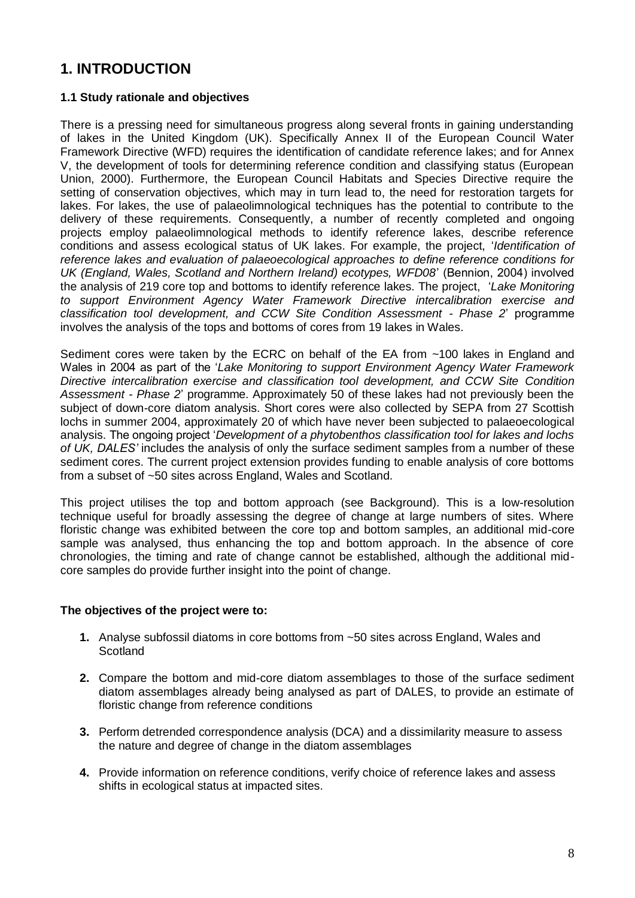# 1. INTRODUCTION

### 1.1 Study rationale and objectives

There is a pressing need for simultaneous progress along several fronts in gaining understanding of lakes in the United Kingdom (UK). Specifically Annex II of the European Council Water Framework Directive (WFD) requires the identification of candidate reference lakes; and for Annex V, the development of tools for determining reference condition and classifying status (European Union, 2000). Furthermore, the European Council Habitats and Species Directive require the setting of conservation objectives, which may in turn lead to, the need for restoration targets for lakes. For lakes, the use of palaeolimnological techniques has the potential to contribute to the delivery of these requirements. Consequently, a number of recently completed and ongoing projects employ palaeolimnological methods to identify reference lakes, describe reference conditions and assess ecological status of UK lakes. For example, the project, '*Identification of reference lakes and evaluation of palaeoecological approaches to define reference conditions for UK (England, Wales, Scotland and Northern Ireland) ecotypes, WFD08*' (Bennion, 2004) involved the analysis of 219 core top and bottoms to identify reference lakes. The project, '*Lake Monitoring to support Environment Agency Water Framework Directive intercalibration exercise and classification tool development, and CCW Site Condition Assessment - Phase 2*' programme involves the analysis of the tops and bottoms of cores from 19 lakes in Wales.

Sediment cores were taken by the ECRC on behalf of the EA from ~100 lakes in England and Wales in 2004 as part of the '*Lake Monitoring to support Environment Agency Water Framework Directive intercalibration exercise and classification tool development, and CCW Site Condition Assessment - Phase 2*' programme. Approximately 50 of these lakes had not previously been the subject of down-core diatom analysis. Short cores were also collected by SEPA from 27 Scottish lochs in summer 2004, approximately 20 of which have never been subjected to palaeoecological analysis. The ongoing project '*Development of a phytobenthos classification tool for lakes and lochs of UK, DALES'* includes the analysis of only the surface sediment samples from a number of these sediment cores. The current project extension provides funding to enable analysis of core bottoms from a subset of ~50 sites across England, Wales and Scotland.

This project utilises the top and bottom approach (see Background). This is a low-resolution technique useful for broadly assessing the degree of change at large numbers of sites. Where floristic change was exhibited between the core top and bottom samples, an additional mid-core sample was analysed, thus enhancing the top and bottom approach. In the absence of core chronologies, the timing and rate of change cannot be established, although the additional mid-core samples do provide further insight into the point of change.

**The objectives of the project were to:**

1. Analyse subfossil diatoms in core bottoms from ~50 sites across England, Wales and Scotland
2. Compare the bottom and mid-core diatom assemblages to those of the surface sediment diatom assemblages already being analysed as part of DALES, to provide an estimate of floristic change from reference conditions
3. Perform detrended correspondence analysis (DCA) and a dissimilarity measure to assess the nature and degree of change in the diatom assemblages
4. Provide information on reference conditions, verify choice of reference lakes and assess shifts in ecological status at impacted sites.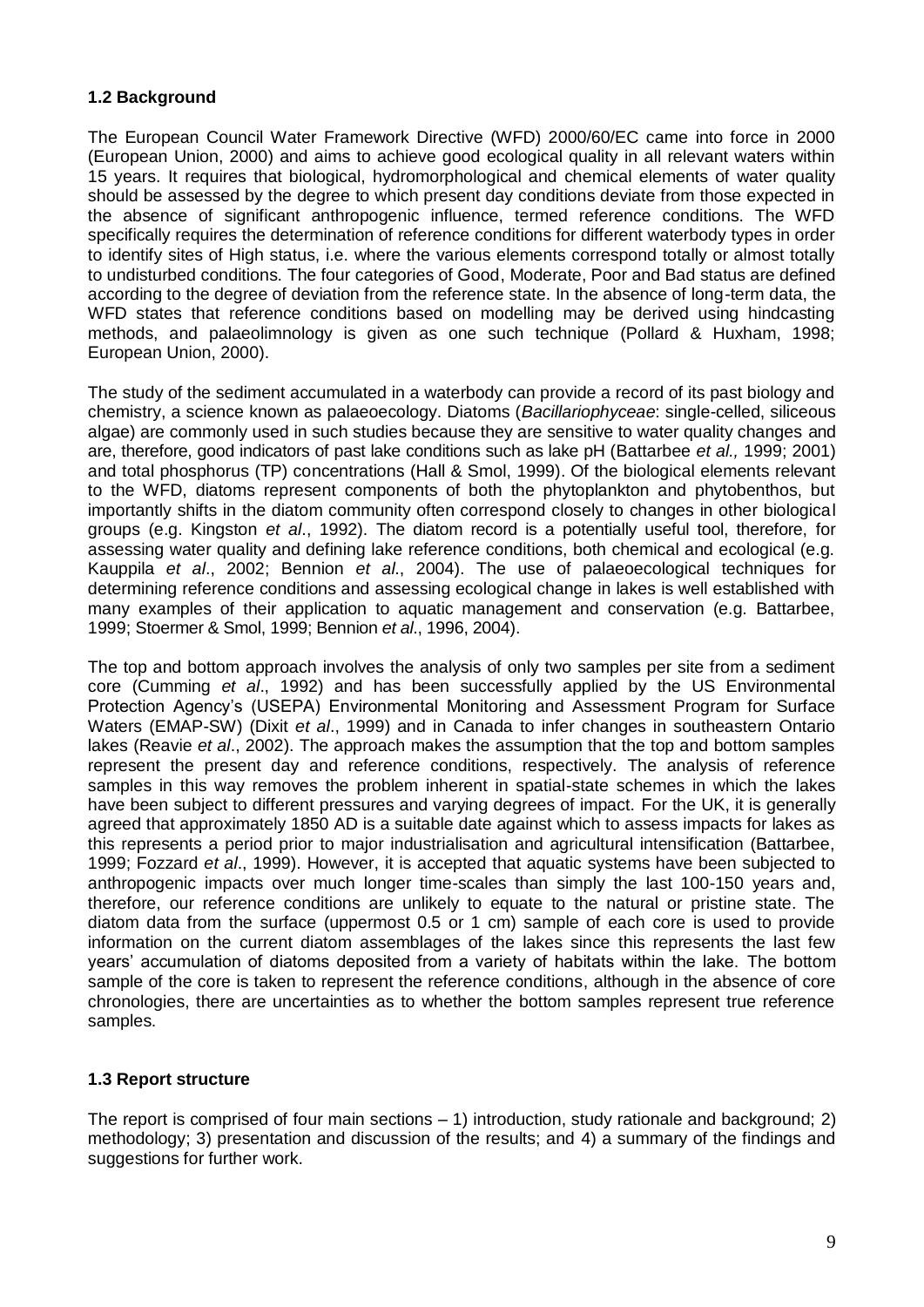### 1.2 Background

The European Council Water Framework Directive (WFD) 2000/60/EC came into force in 2000 (European Union, 2000) and aims to achieve good ecological quality in all relevant waters within 15 years. It requires that biological, hydromorphological and chemical elements of water quality should be assessed by the degree to which present day conditions deviate from those expected in the absence of significant anthropogenic influence, termed reference conditions. The WFD specifically requires the determination of reference conditions for different waterbody types in order to identify sites of High status, i.e. where the various elements correspond totally or almost totally to undisturbed conditions. The four categories of Good, Moderate, Poor and Bad status are defined according to the degree of deviation from the reference state. In the absence of long-term data, the WFD states that reference conditions based on modelling may be derived using hindcasting methods, and palaeolimnology is given as one such technique (Pollard & Huxham, 1998; European Union, 2000).

The study of the sediment accumulated in a waterbody can provide a record of its past biology and chemistry, a science known as palaeoecology. Diatoms (*Bacillariophyceae*: single-celled, siliceous algae) are commonly used in such studies because they are sensitive to water quality changes and are, therefore, good indicators of past lake conditions such as lake pH (Battarbee *et al.,* 1999; 2001) and total phosphorus (TP) concentrations (Hall & Smol, 1999). Of the biological elements relevant to the WFD, diatoms represent components of both the phytoplankton and phytobenthos, but importantly shifts in the diatom community often correspond closely to changes in other biological groups (e.g. Kingston *et al*., 1992). The diatom record is a potentially useful tool, therefore, for assessing water quality and defining lake reference conditions, both chemical and ecological (e.g. Kauppila *et al*., 2002; Bennion *et al*., 2004). The use of palaeoecological techniques for determining reference conditions and assessing ecological change in lakes is well established with many examples of their application to aquatic management and conservation (e.g. Battarbee, 1999; Stoermer & Smol, 1999; Bennion *et al*., 1996, 2004).

The top and bottom approach involves the analysis of only two samples per site from a sediment core (Cumming *et al*., 1992) and has been successfully applied by the US Environmental Protection Agency's (USEPA) Environmental Monitoring and Assessment Program for Surface Waters (EMAP-SW) (Dixit *et al*., 1999) and in Canada to infer changes in southeastern Ontario lakes (Reavie *et al*., 2002). The approach makes the assumption that the top and bottom samples represent the present day and reference conditions, respectively. The analysis of reference samples in this way removes the problem inherent in spatial-state schemes in which the lakes have been subject to different pressures and varying degrees of impact. For the UK, it is generally agreed that approximately 1850 AD is a suitable date against which to assess impacts for lakes as this represents a period prior to major industrialisation and agricultural intensification (Battarbee, 1999; Fozzard *et al*., 1999). However, it is accepted that aquatic systems have been subjected to anthropogenic impacts over much longer time-scales than simply the last 100-150 years and, therefore, our reference conditions are unlikely to equate to the natural or pristine state. The diatom data from the surface (uppermost 0.5 or 1 cm) sample of each core is used to provide information on the current diatom assemblages of the lakes since this represents the last few years' accumulation of diatoms deposited from a variety of habitats within the lake. The bottom sample of the core is taken to represent the reference conditions, although in the absence of core chronologies, there are uncertainties as to whether the bottom samples represent true reference samples.

### 1.3 Report structure

The report is comprised of four main sections – 1) introduction, study rationale and background; 2) methodology; 3) presentation and discussion of the results; and 4) a summary of the findings and suggestions for further work.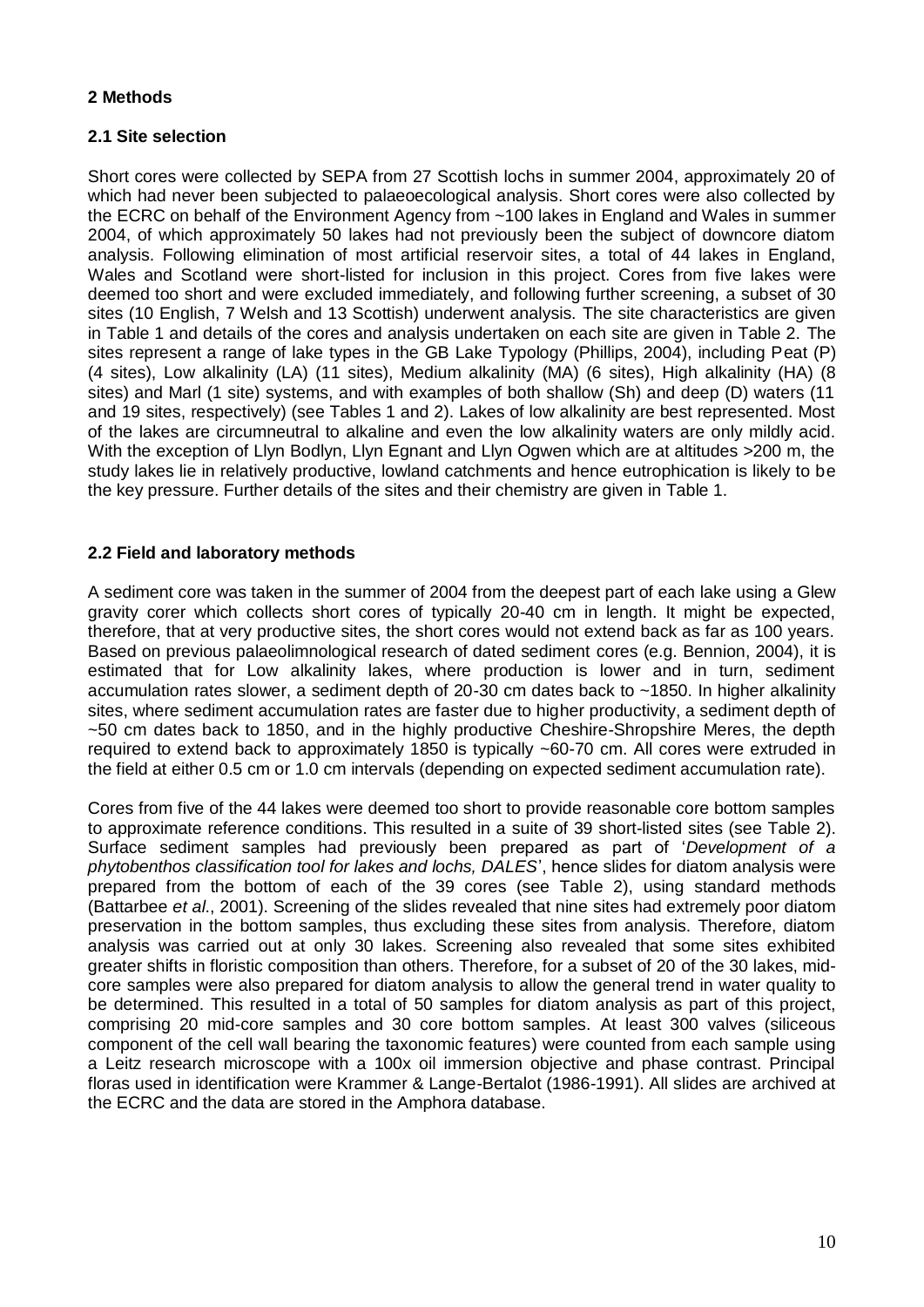## 2 Methods

### 2.1 Site selection

Short cores were collected by SEPA from 27 Scottish lochs in summer 2004, approximately 20 of which had never been subjected to palaeoecological analysis. Short cores were also collected by the ECRC on behalf of the Environment Agency from ~100 lakes in England and Wales in summer 2004, of which approximately 50 lakes had not previously been the subject of downcore diatom analysis. Following elimination of most artificial reservoir sites, a total of 44 lakes in England, Wales and Scotland were short-listed for inclusion in this project. Cores from five lakes were deemed too short and were excluded immediately, and following further screening, a subset of 30 sites (10 English, 7 Welsh and 13 Scottish) underwent analysis. The site characteristics are given in Table 1 and details of the cores and analysis undertaken on each site are given in Table 2. The sites represent a range of lake types in the GB Lake Typology (Phillips, 2004), including Peat (P) (4 sites), Low alkalinity (LA) (11 sites), Medium alkalinity (MA) (6 sites), High alkalinity (HA) (8 sites) and Marl (1 site) systems, and with examples of both shallow (Sh) and deep (D) waters (11 and 19 sites, respectively) (see Tables 1 and 2). Lakes of low alkalinity are best represented. Most of the lakes are circumneutral to alkaline and even the low alkalinity waters are only mildly acid. With the exception of Llyn Bodlyn, Llyn Egnant and Llyn Ogwen which are at altitudes >200 m, the study lakes lie in relatively productive, lowland catchments and hence eutrophication is likely to be the key pressure. Further details of the sites and their chemistry are given in Table 1.

### 2.2 Field and laboratory methods

A sediment core was taken in the summer of 2004 from the deepest part of each lake using a Glew gravity corer which collects short cores of typically 20-40 cm in length. It might be expected, therefore, that at very productive sites, the short cores would not extend back as far as 100 years. Based on previous palaeolimnological research of dated sediment cores (e.g. Bennion, 2004), it is estimated that for Low alkalinity lakes, where production is lower and in turn, sediment accumulation rates slower, a sediment depth of 20-30 cm dates back to ~1850. In higher alkalinity sites, where sediment accumulation rates are faster due to higher productivity, a sediment depth of ~50 cm dates back to 1850, and in the highly productive Cheshire-Shropshire Meres, the depth required to extend back to approximately 1850 is typically ~60-70 cm. All cores were extruded in the field at either 0.5 cm or 1.0 cm intervals (depending on expected sediment accumulation rate).

Cores from five of the 44 lakes were deemed too short to provide reasonable core bottom samples to approximate reference conditions. This resulted in a suite of 39 short-listed sites (see Table 2). Surface sediment samples had previously been prepared as part of '*Development of a phytobenthos classification tool for lakes and lochs, DALES*', hence slides for diatom analysis were prepared from the bottom of each of the 39 cores (see Table 2), using standard methods (Battarbee *et al*., 2001). Screening of the slides revealed that nine sites had extremely poor diatom preservation in the bottom samples, thus excluding these sites from analysis. Therefore, diatom analysis was carried out at only 30 lakes. Screening also revealed that some sites exhibited greater shifts in floristic composition than others. Therefore, for a subset of 20 of the 30 lakes, mid-core samples were also prepared for diatom analysis to allow the general trend in water quality to be determined. This resulted in a total of 50 samples for diatom analysis as part of this project, comprising 20 mid-core samples and 30 core bottom samples. At least 300 valves (siliceous component of the cell wall bearing the taxonomic features) were counted from each sample using a Leitz research microscope with a 100x oil immersion objective and phase contrast. Principal floras used in identification were Krammer & Lange-Bertalot (1986-1991). All slides are archived at the ECRC and the data are stored in the Amphora database.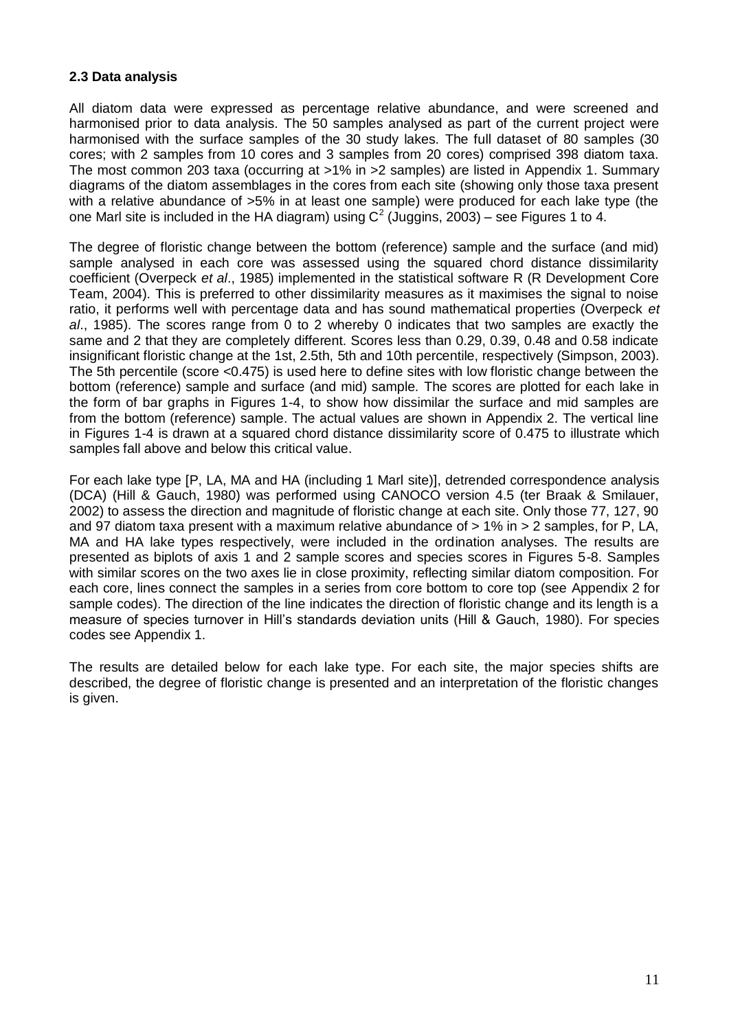### 2.3 Data analysis

All diatom data were expressed as percentage relative abundance, and were screened and harmonised prior to data analysis. The 50 samples analysed as part of the current project were harmonised with the surface samples of the 30 study lakes. The full dataset of 80 samples (30 cores; with 2 samples from 10 cores and 3 samples from 20 cores) comprised 398 diatom taxa. The most common 203 taxa (occurring at >1% in >2 samples) are listed in Appendix 1. Summary diagrams of the diatom assemblages in the cores from each site (showing only those taxa present with a relative abundance of >5% in at least one sample) were produced for each lake type (the one Marl site is included in the HA diagram) using $C^2$ (Juggins, 2003) – see Figures 1 to 4.

The degree of floristic change between the bottom (reference) sample and the surface (and mid) sample analysed in each core was assessed using the squared chord distance dissimilarity coefficient (Overpeck *et al*., 1985) implemented in the statistical software R (R Development Core Team, 2004). This is preferred to other dissimilarity measures as it maximises the signal to noise ratio, it performs well with percentage data and has sound mathematical properties (Overpeck *et al*., 1985). The scores range from 0 to 2 whereby 0 indicates that two samples are exactly the same and 2 that they are completely different. Scores less than 0.29, 0.39, 0.48 and 0.58 indicate insignificant floristic change at the 1st, 2.5th, 5th and 10th percentile, respectively (Simpson, 2003). The 5th percentile (score <0.475) is used here to define sites with low floristic change between the bottom (reference) sample and surface (and mid) sample. The scores are plotted for each lake in the form of bar graphs in Figures 1-4, to show how dissimilar the surface and mid samples are from the bottom (reference) sample. The actual values are shown in Appendix 2. The vertical line in Figures 1-4 is drawn at a squared chord distance dissimilarity score of 0.475 to illustrate which samples fall above and below this critical value.

For each lake type [P, LA, MA and HA (including 1 Marl site)], detrended correspondence analysis (DCA) (Hill & Gauch, 1980) was performed using CANOCO version 4.5 (ter Braak & Smilauer, 2002) to assess the direction and magnitude of floristic change at each site. Only those 77, 127, 90 and 97 diatom taxa present with a maximum relative abundance of > 1% in > 2 samples, for P, LA, MA and HA lake types respectively, were included in the ordination analyses. The results are presented as biplots of axis 1 and 2 sample scores and species scores in Figures 5-8. Samples with similar scores on the two axes lie in close proximity, reflecting similar diatom composition. For each core, lines connect the samples in a series from core bottom to core top (see Appendix 2 for sample codes). The direction of the line indicates the direction of floristic change and its length is a measure of species turnover in Hill's standards deviation units (Hill & Gauch, 1980). For species codes see Appendix 1.

The results are detailed below for each lake type. For each site, the major species shifts are described, the degree of floristic change is presented and an interpretation of the floristic changes is given.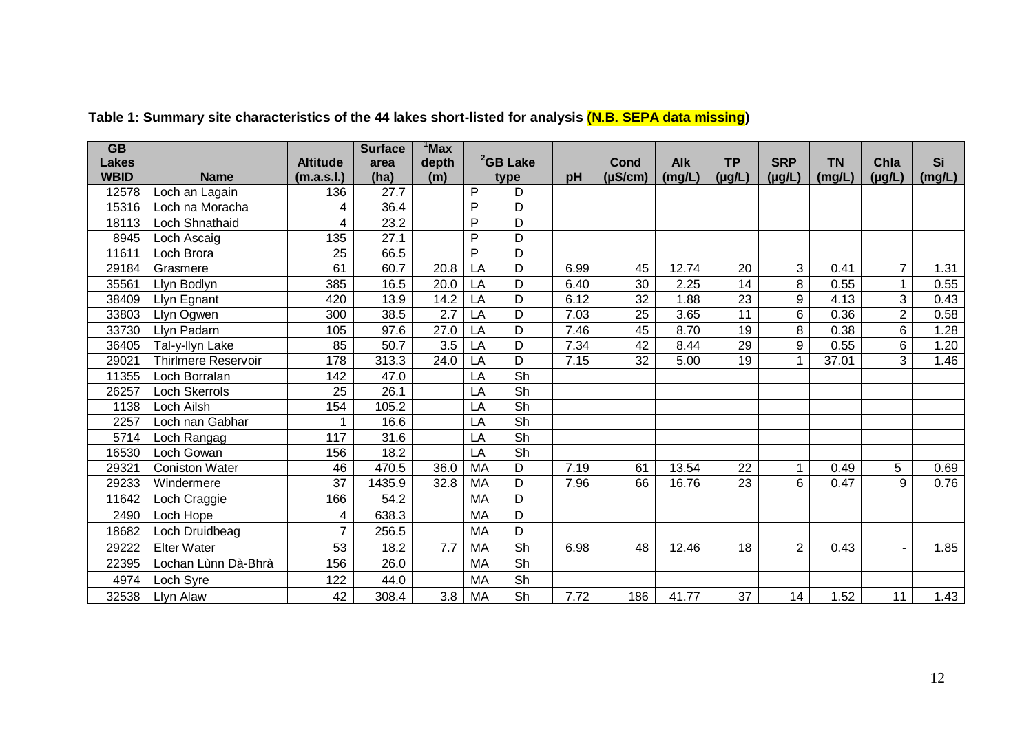**Table 1: Summary site characteristics of the 44 lakes short-listed for analysis (N.B. SEPA data missing)**

| GB Lakes WBID | Name | Altitude (m.a.s.l.) | Surface area (ha) | [1]Max depth (m) | [2]GB Lake type | | pH | Cond (µS/cm) | Alk (mg/L) | TP (µg/L) | SRP (µg/L) | TN (mg/L) | Chla (µg/L) | Si (mg/L) |
|---|---|---|---|---|---|---|---|---|---|---|---|---|---|---|
| 12578 | Loch an Lagain | 136 | 27.7 | | P | D | | | | | | | | |
| 15316 | Loch na Moracha | 4 | 36.4 | | P | D | | | | | | | | |
| 18113 | Loch Shnathaid | 4 | 23.2 | | P | D | | | | | | | | |
| 8945 | Loch Ascaig | 135 | 27.1 | | P | D | | | | | | | | |
| 11611 | Loch Brora | 25 | 66.5 | | P | D | | | | | | | | |
| 29184 | Grasmere | 61 | 60.7 | 20.8 | LA | D | 6.99 | 45 | 12.74 | 20 | 3 | 0.41 | 7 | 1.31 |
| 35561 | Llyn Bodlyn | 385 | 16.5 | 20.0 | LA | D | 6.40 | 30 | 2.25 | 14 | 8 | 0.55 | 1 | 0.55 |
| 38409 | Llyn Egnant | 420 | 13.9 | 14.2 | LA | D | 6.12 | 32 | 1.88 | 23 | 9 | 4.13 | 3 | 0.43 |
| 33803 | Llyn Ogwen | 300 | 38.5 | 2.7 | LA | D | 7.03 | 25 | 3.65 | 11 | 6 | 0.36 | 2 | 0.58 |
| 33730 | Llyn Padarn | 105 | 97.6 | 27.0 | LA | D | 7.46 | 45 | 8.70 | 19 | 8 | 0.38 | 6 | 1.28 |
| 36405 | Tal-y-llyn Lake | 85 | 50.7 | 3.5 | LA | D | 7.34 | 42 | 8.44 | 29 | 9 | 0.55 | 6 | 1.20 |
| 29021 | Thirlmere Reservoir | 178 | 313.3 | 24.0 | LA | D | 7.15 | 32 | 5.00 | 19 | 1 | 37.01 | 3 | 1.46 |
| 11355 | Loch Borralan | 142 | 47.0 | | LA | Sh | | | | | | | | |
| 26257 | Loch Skerrols | 25 | 26.1 | | LA | Sh | | | | | | | | |
| 1138 | Loch Ailsh | 154 | 105.2 | | LA | Sh | | | | | | | | |
| 2257 | Loch nan Gabhar | 1 | 16.6 | | LA | Sh | | | | | | | | |
| 5714 | Loch Rangag | 117 | 31.6 | | LA | Sh | | | | | | | | |
| 16530 | Loch Gowan | 156 | 18.2 | | LA | Sh | | | | | | | | |
| 29321 | Coniston Water | 46 | 470.5 | 36.0 | MA | D | 7.19 | 61 | 13.54 | 22 | 1 | 0.49 | 5 | 0.69 |
| 29233 | Windermere | 37 | 1435.9 | 32.8 | MA | D | 7.96 | 66 | 16.76 | 23 | 6 | 0.47 | 9 | 0.76 |
| 11642 | Loch Craggie | 166 | 54.2 | | MA | D | | | | | | | | |
| 2490 | Loch Hope | 4 | 638.3 | | MA | D | | | | | | | | |
| 18682 | Loch Druidbeag | 7 | 256.5 | | MA | D | | | | | | | | |
| 29222 | Elter Water | 53 | 18.2 | 7.7 | MA | Sh | 6.98 | 48 | 12.46 | 18 | 2 | 0.43 | - | 1.85 |
| 22395 | Lochan Lùnn Dà-Bhrà | 156 | 26.0 | | MA | Sh | | | | | | | | |
| 4974 | Loch Syre | 122 | 44.0 | | MA | Sh | | | | | | | | |
| 32538 | Llyn Alaw | 42 | 308.4 | 3.8 | MA | Sh | 7.72 | 186 | 41.77 | 37 | 14 | 1.52 | 11 | 1.43 |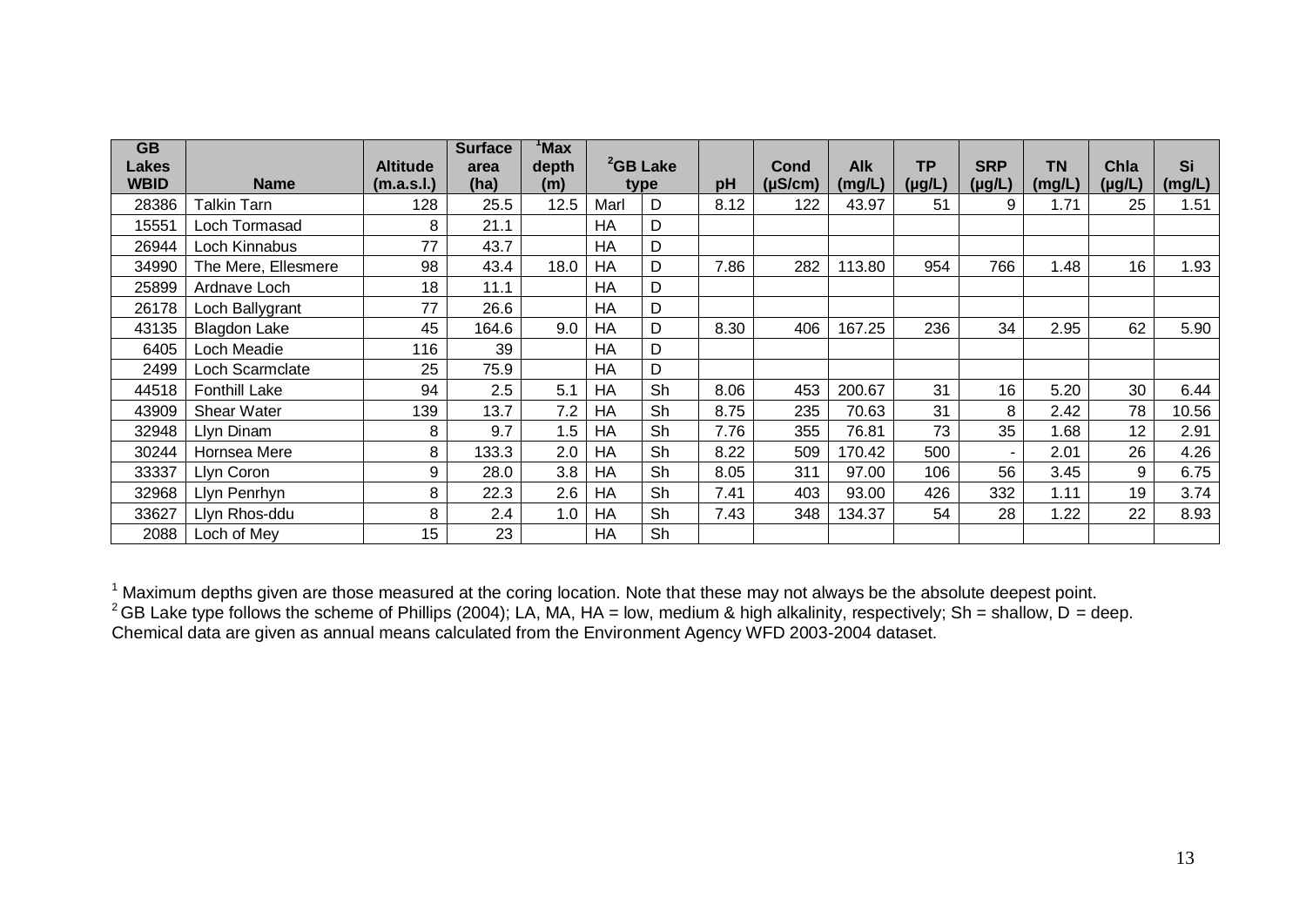| GB Lakes WBID | Name | Altitude (m.a.s.l.) | Surface area (ha) | [1]Max depth (m) | [2]GB Lake type | | pH | Cond (µS/cm) | Alk (mg/L) | TP (µg/L) | SRP (µg/L) | TN (mg/L) | Chla (µg/L) | Si (mg/L) |
|---|---|---|---|---|---|---|---|---|---|---|---|---|---|---|
| 28386 | Talkin Tarn | 128 | 25.5 | 12.5 | Marl | D | 8.12 | 122 | 43.97 | 51 | 9 | 1.71 | 25 | 1.51 |
| 15551 | Loch Tormasad | 8 | 21.1 | | HA | D | | | | | | | | |
| 26944 | Loch Kinnabus | 77 | 43.7 | | HA | D | | | | | | | | |
| 34990 | The Mere, Ellesmere | 98 | 43.4 | 18.0 | HA | D | 7.86 | 282 | 113.80 | 954 | 766 | 1.48 | 16 | 1.93 |
| 25899 | Ardnave Loch | 18 | 11.1 | | HA | D | | | | | | | | |
| 26178 | Loch Ballygrant | 77 | 26.6 | | HA | D | | | | | | | | |
| 43135 | Blagdon Lake | 45 | 164.6 | 9.0 | HA | D | 8.30 | 406 | 167.25 | 236 | 34 | 2.95 | 62 | 5.90 |
| 6405 | Loch Meadie | 116 | 39 | | HA | D | | | | | | | | |
| 2499 | Loch Scarmclate | 25 | 75.9 | | HA | D | | | | | | | | |
| 44518 | Fonthill Lake | 94 | 2.5 | 5.1 | HA | Sh | 8.06 | 453 | 200.67 | 31 | 16 | 5.20 | 30 | 6.44 |
| 43909 | Shear Water | 139 | 13.7 | 7.2 | HA | Sh | 8.75 | 235 | 70.63 | 31 | 8 | 2.42 | 78 | 10.56 |
| 32948 | Llyn Dinam | 8 | 9.7 | 1.5 | HA | Sh | 7.76 | 355 | 76.81 | 73 | 35 | 1.68 | 12 | 2.91 |
| 30244 | Hornsea Mere | 8 | 133.3 | 2.0 | HA | Sh | 8.22 | 509 | 170.42 | 500 | - | 2.01 | 26 | 4.26 |
| 33337 | Llyn Coron | 9 | 28.0 | 3.8 | HA | Sh | 8.05 | 311 | 97.00 | 106 | 56 | 3.45 | 9 | 6.75 |
| 32968 | Llyn Penrhyn | 8 | 22.3 | 2.6 | HA | Sh | 7.41 | 403 | 93.00 | 426 | 332 | 1.11 | 19 | 3.74 |
| 33627 | Llyn Rhos-ddu | 8 | 2.4 | 1.0 | HA | Sh | 7.43 | 348 | 134.37 | 54 | 28 | 1.22 | 22 | 8.93 |
| 2088 | Loch of Mey | 15 | 23 | | HA | Sh | | | | | | | | |

[1] Maximum depths given are those measured at the coring location. Note that these may not always be the absolute deepest point.
[2] GB Lake type follows the scheme of Phillips (2004); LA, MA, HA = low, medium & high alkalinity, respectively; Sh = shallow, D = deep.
Chemical data are given as annual means calculated from the Environment Agency WFD 2003-2004 dataset.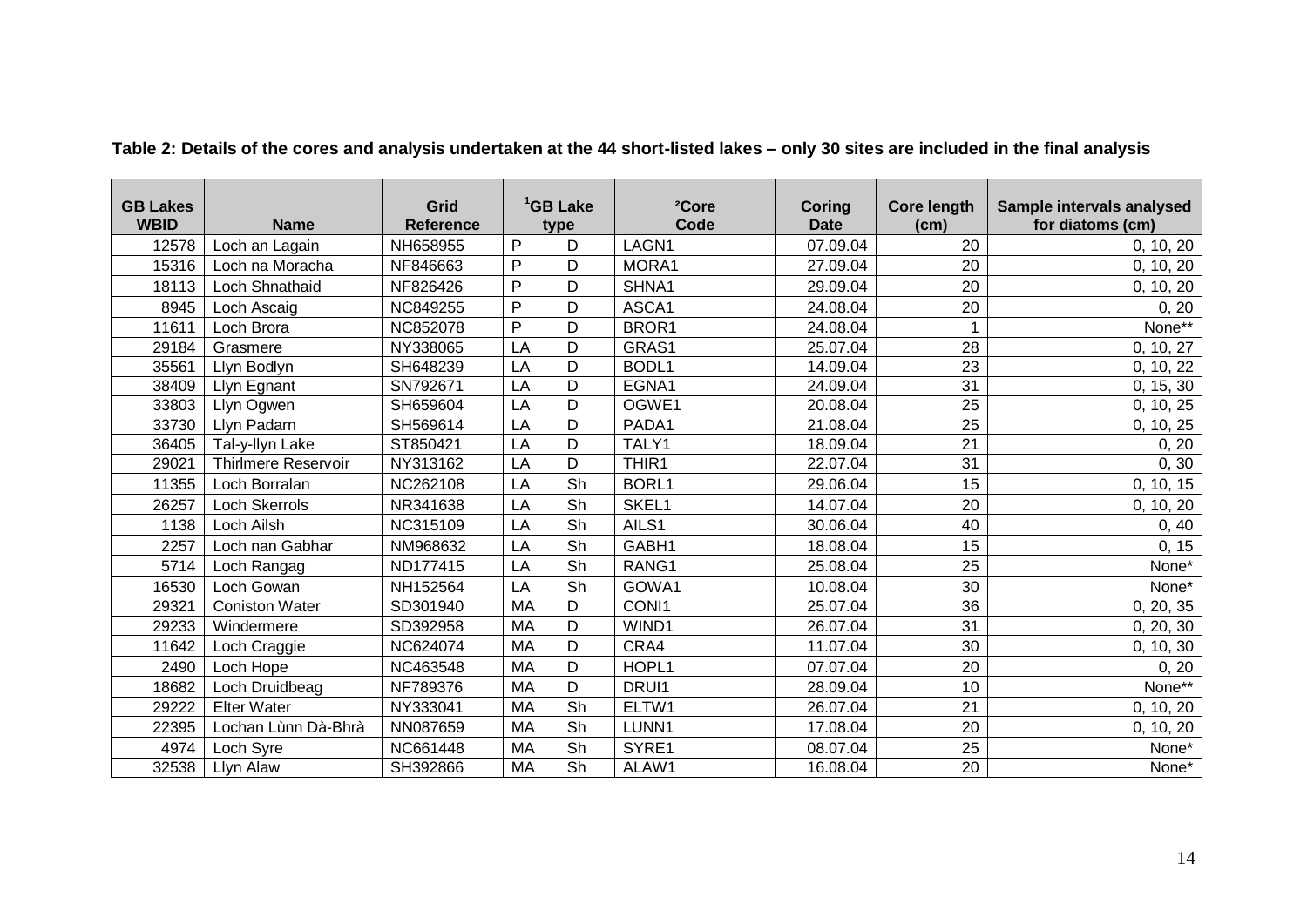**Table 2: Details of the cores and analysis undertaken at the 44 short-listed lakes – only 30 sites are included in the final analysis**

| GB Lakes WBID | Name | Grid Reference | [1]GB Lake type | | [2]Core Code | Coring Date | Core length (cm) | Sample intervals analysed for diatoms (cm) |
|---|---|---|---|---|---|---|---|---|
| 12578 | Loch an Lagain | NH658955 | P | D | LAGN1 | 07.09.04 | 20 | 0, 10, 20 |
| 15316 | Loch na Moracha | NF846663 | P | D | MORA1 | 27.09.04 | 20 | 0, 10, 20 |
| 18113 | Loch Shnathaid | NF826426 | P | D | SHNA1 | 29.09.04 | 20 | 0, 10, 20 |
| 8945 | Loch Ascaig | NC849255 | P | D | ASCA1 | 24.08.04 | 20 | 0, 20 |
| 11611 | Loch Brora | NC852078 | P | D | BROR1 | 24.08.04 | 1 | None** |
| 29184 | Grasmere | NY338065 | LA | D | GRAS1 | 25.07.04 | 28 | 0, 10, 27 |
| 35561 | Llyn Bodlyn | SH648239 | LA | D | BODL1 | 14.09.04 | 23 | 0, 10, 22 |
| 38409 | Llyn Egnant | SN792671 | LA | D | EGNA1 | 24.09.04 | 31 | 0, 15, 30 |
| 33803 | Llyn Ogwen | SH659604 | LA | D | OGWE1 | 20.08.04 | 25 | 0, 10, 25 |
| 33730 | Llyn Padarn | SH569614 | LA | D | PADA1 | 21.08.04 | 25 | 0, 10, 25 |
| 36405 | Tal-y-llyn Lake | ST850421 | LA | D | TALY1 | 18.09.04 | 21 | 0, 20 |
| 29021 | Thirlmere Reservoir | NY313162 | LA | D | THIR1 | 22.07.04 | 31 | 0, 30 |
| 11355 | Loch Borralan | NC262108 | LA | Sh | BORL1 | 29.06.04 | 15 | 0, 10, 15 |
| 26257 | Loch Skerrols | NR341638 | LA | Sh | SKEL1 | 14.07.04 | 20 | 0, 10, 20 |
| 1138 | Loch Ailsh | NC315109 | LA | Sh | AILS1 | 30.06.04 | 40 | 0, 40 |
| 2257 | Loch nan Gabhar | NM968632 | LA | Sh | GABH1 | 18.08.04 | 15 | 0, 15 |
| 5714 | Loch Rangag | ND177415 | LA | Sh | RANG1 | 25.08.04 | 25 | None* |
| 16530 | Loch Gowan | NH152564 | LA | Sh | GOWA1 | 10.08.04 | 30 | None* |
| 29321 | Coniston Water | SD301940 | MA | D | CONI1 | 25.07.04 | 36 | 0, 20, 35 |
| 29233 | Windermere | SD392958 | MA | D | WIND1 | 26.07.04 | 31 | 0, 20, 30 |
| 11642 | Loch Craggie | NC624074 | MA | D | CRA4 | 11.07.04 | 30 | 0, 10, 30 |
| 2490 | Loch Hope | NC463548 | MA | D | HOPL1 | 07.07.04 | 20 | 0, 20 |
| 18682 | Loch Druidbeag | NF789376 | MA | D | DRUI1 | 28.09.04 | 10 | None** |
| 29222 | Elter Water | NY333041 | MA | Sh | ELTW1 | 26.07.04 | 21 | 0, 10, 20 |
| 22395 | Lochan Lùnn Dà-Bhrà | NN087659 | MA | Sh | LUNN1 | 17.08.04 | 20 | 0, 10, 20 |
| 4974 | Loch Syre | NC661448 | MA | Sh | SYRE1 | 08.07.04 | 25 | None* |
| 32538 | Llyn Alaw | SH392866 | MA | Sh | ALAW1 | 16.08.04 | 20 | None* |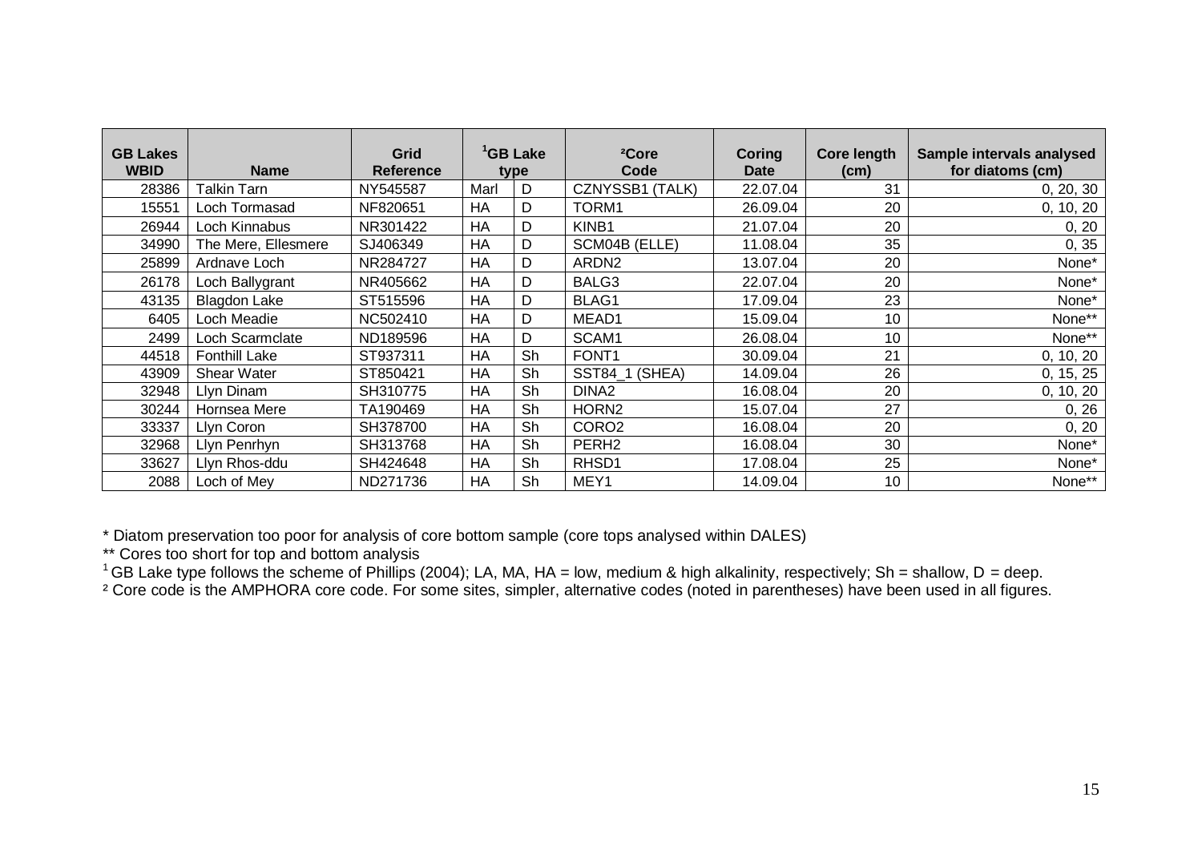| GB Lakes WBID | Name | Grid Reference | [1]GB Lake type | | ²Core Code | Coring Date | Core length (cm) | Sample intervals analysed for diatoms (cm) |
|---|---|---|---|---|---|---|---|---|
| 28386 | Talkin Tarn | NY545587 | Marl | D | CZNYSSB1 (TALK) | 22.07.04 | 31 | 0, 20, 30 |
| 15551 | Loch Tormasad | NF820651 | HA | D | TORM1 | 26.09.04 | 20 | 0, 10, 20 |
| 26944 | Loch Kinnabus | NR301422 | HA | D | KINB1 | 21.07.04 | 20 | 0, 20 |
| 34990 | The Mere, Ellesmere | SJ406349 | HA | D | SCM04B (ELLE) | 11.08.04 | 35 | 0, 35 |
| 25899 | Ardnave Loch | NR284727 | HA | D | ARDN2 | 13.07.04 | 20 | None* |
| 26178 | Loch Ballygrant | NR405662 | HA | D | BALG3 | 22.07.04 | 20 | None* |
| 43135 | Blagdon Lake | ST515596 | HA | D | BLAG1 | 17.09.04 | 23 | None* |
| 6405 | Loch Meadie | NC502410 | HA | D | MEAD1 | 15.09.04 | 10 | None** |
| 2499 | Loch Scarmclate | ND189596 | HA | D | SCAM1 | 26.08.04 | 10 | None** |
| 44518 | Fonthill Lake | ST937311 | HA | Sh | FONT1 | 30.09.04 | 21 | 0, 10, 20 |
| 43909 | Shear Water | ST850421 | HA | Sh | SST84_1 (SHEA) | 14.09.04 | 26 | 0, 15, 25 |
| 32948 | Llyn Dinam | SH310775 | HA | Sh | DINA2 | 16.08.04 | 20 | 0, 10, 20 |
| 30244 | Hornsea Mere | TA190469 | HA | Sh | HORN2 | 15.07.04 | 27 | 0, 26 |
| 33337 | Llyn Coron | SH378700 | HA | Sh | CORO2 | 16.08.04 | 20 | 0, 20 |
| 32968 | Llyn Penrhyn | SH313768 | HA | Sh | PERH2 | 16.08.04 | 30 | None* |
| 33627 | Llyn Rhos-ddu | SH424648 | HA | Sh | RHSD1 | 17.08.04 | 25 | None* |
| 2088 | Loch of Mey | ND271736 | HA | Sh | MEY1 | 14.09.04 | 10 | None** |

\* Diatom preservation too poor for analysis of core bottom sample (core tops analysed within DALES)

\*\* Cores too short for top and bottom analysis

[1] GB Lake type follows the scheme of Phillips (2004); LA, MA, HA = low, medium & high alkalinity, respectively; Sh = shallow, D = deep.

² Core code is the AMPHORA core code. For some sites, simpler, alternative codes (noted in parentheses) have been used in all figures.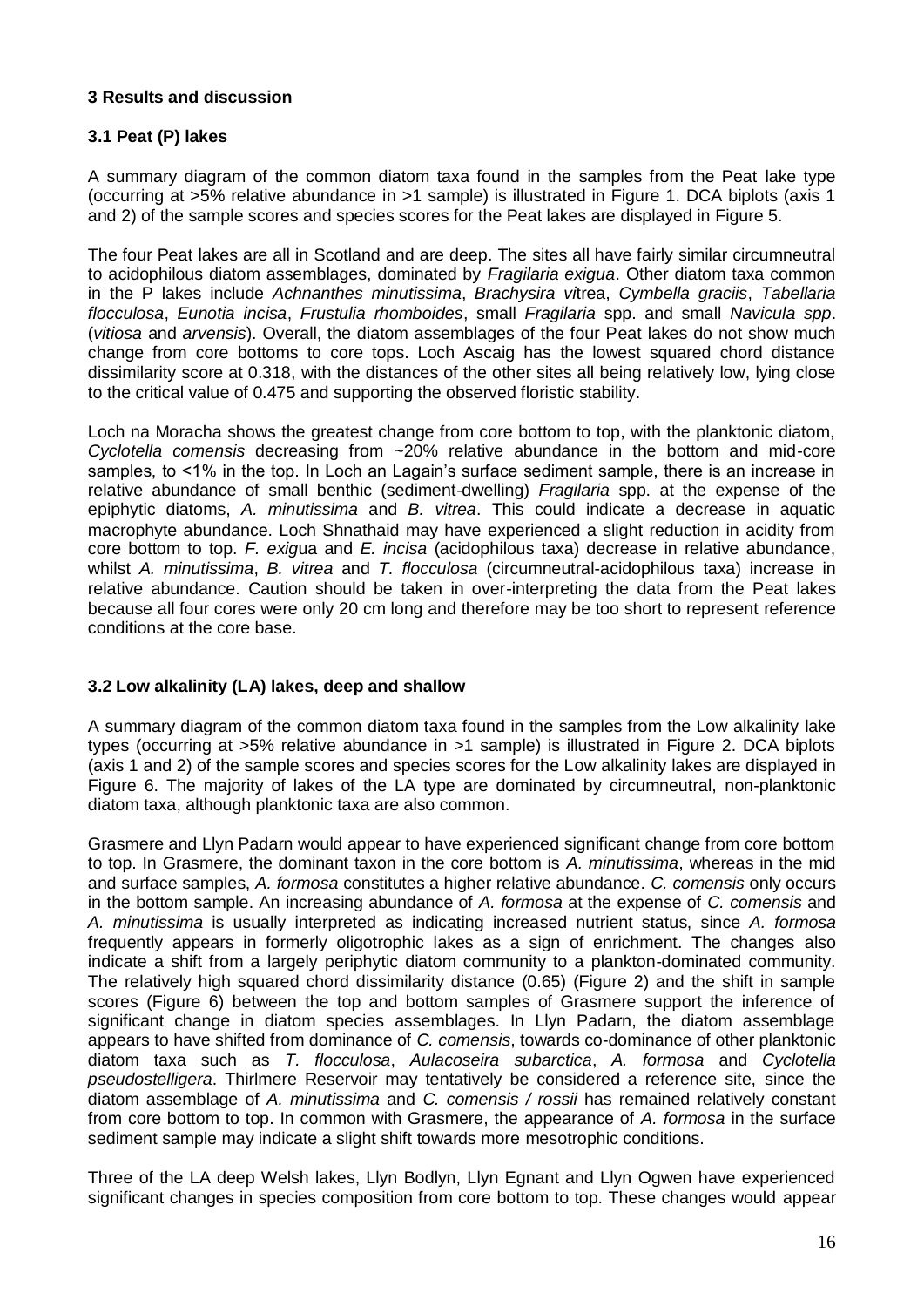### 3 Results and discussion

#### 3.1 Peat (P) lakes

A summary diagram of the common diatom taxa found in the samples from the Peat lake type (occurring at >5% relative abundance in >1 sample) is illustrated in Figure 1. DCA biplots (axis 1 and 2) of the sample scores and species scores for the Peat lakes are displayed in Figure 5.

The four Peat lakes are all in Scotland and are deep. The sites all have fairly similar circumneutral to acidophilous diatom assemblages, dominated by *Fragilaria exigua*. Other diatom taxa common in the P lakes include *Achnanthes minutissima*, *Brachysira vi*trea, *Cymbella graciis*, *Tabellaria flocculosa*, *Eunotia incisa*, *Frustulia rhomboides*, small *Fragilaria* spp. and small *Navicula spp*. (*vitiosa* and *arvensis*). Overall, the diatom assemblages of the four Peat lakes do not show much change from core bottoms to core tops. Loch Ascaig has the lowest squared chord distance dissimilarity score at 0.318, with the distances of the other sites all being relatively low, lying close to the critical value of 0.475 and supporting the observed floristic stability.

Loch na Moracha shows the greatest change from core bottom to top, with the planktonic diatom, *Cyclotella comensis* decreasing from ~20% relative abundance in the bottom and mid-core samples, to <1% in the top. In Loch an Lagain's surface sediment sample, there is an increase in relative abundance of small benthic (sediment-dwelling) *Fragilaria* spp. at the expense of the epiphytic diatoms, *A. minutissima* and *B. vitrea*. This could indicate a decrease in aquatic macrophyte abundance. Loch Shnathaid may have experienced a slight reduction in acidity from core bottom to top. *F. exig*ua and *E. incisa* (acidophilous taxa) decrease in relative abundance, whilst *A. minutissima*, *B. vitrea* and *T. flocculosa* (circumneutral-acidophilous taxa) increase in relative abundance. Caution should be taken in over-interpreting the data from the Peat lakes because all four cores were only 20 cm long and therefore may be too short to represent reference conditions at the core base.

#### 3.2 Low alkalinity (LA) lakes, deep and shallow

A summary diagram of the common diatom taxa found in the samples from the Low alkalinity lake types (occurring at >5% relative abundance in >1 sample) is illustrated in Figure 2. DCA biplots (axis 1 and 2) of the sample scores and species scores for the Low alkalinity lakes are displayed in Figure 6. The majority of lakes of the LA type are dominated by circumneutral, non-planktonic diatom taxa, although planktonic taxa are also common.

Grasmere and Llyn Padarn would appear to have experienced significant change from core bottom to top. In Grasmere, the dominant taxon in the core bottom is *A. minutissima*, whereas in the mid and surface samples, *A. formosa* constitutes a higher relative abundance. *C. comensis* only occurs in the bottom sample. An increasing abundance of *A. formosa* at the expense of *C. comensis* and *A. minutissima* is usually interpreted as indicating increased nutrient status, since *A. formosa* frequently appears in formerly oligotrophic lakes as a sign of enrichment. The changes also indicate a shift from a largely periphytic diatom community to a plankton-dominated community. The relatively high squared chord dissimilarity distance (0.65) (Figure 2) and the shift in sample scores (Figure 6) between the top and bottom samples of Grasmere support the inference of significant change in diatom species assemblages. In Llyn Padarn, the diatom assemblage appears to have shifted from dominance of *C. comensis*, towards co-dominance of other planktonic diatom taxa such as *T. flocculosa*, *Aulacoseira subarctica*, *A. formosa* and *Cyclotella pseudostelligera*. Thirlmere Reservoir may tentatively be considered a reference site, since the diatom assemblage of *A. minutissima* and *C. comensis / rossii* has remained relatively constant from core bottom to top. In common with Grasmere, the appearance of *A. formosa* in the surface sediment sample may indicate a slight shift towards more mesotrophic conditions.

Three of the LA deep Welsh lakes, Llyn Bodlyn, Llyn Egnant and Llyn Ogwen have experienced significant changes in species composition from core bottom to top. These changes would appear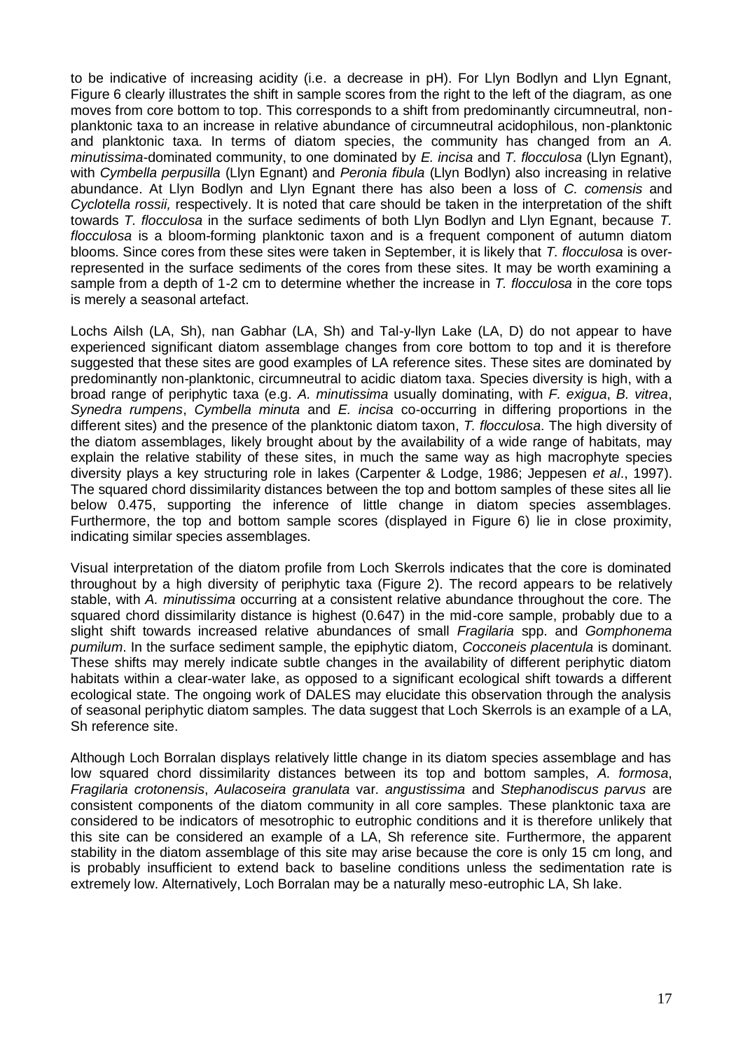to be indicative of increasing acidity (i.e. a decrease in pH). For Llyn Bodlyn and Llyn Egnant, Figure 6 clearly illustrates the shift in sample scores from the right to the left of the diagram, as one moves from core bottom to top. This corresponds to a shift from predominantly circumneutral, non-planktonic taxa to an increase in relative abundance of circumneutral acidophilous, non-planktonic and planktonic taxa. In terms of diatom species, the community has changed from an *A. minutissima*-dominated community, to one dominated by *E. incisa* and *T. flocculosa* (Llyn Egnant), with *Cymbella perpusilla* (Llyn Egnant) and *Peronia fibula* (Llyn Bodlyn) also increasing in relative abundance. At Llyn Bodlyn and Llyn Egnant there has also been a loss of *C. comensis* and *Cyclotella rossii,* respectively. It is noted that care should be taken in the interpretation of the shift towards *T. flocculosa* in the surface sediments of both Llyn Bodlyn and Llyn Egnant, because *T. flocculosa* is a bloom-forming planktonic taxon and is a frequent component of autumn diatom blooms. Since cores from these sites were taken in September, it is likely that *T. flocculosa* is over-represented in the surface sediments of the cores from these sites. It may be worth examining a sample from a depth of 1-2 cm to determine whether the increase in *T. flocculosa* in the core tops is merely a seasonal artefact.

Lochs Ailsh (LA, Sh), nan Gabhar (LA, Sh) and Tal-y-llyn Lake (LA, D) do not appear to have experienced significant diatom assemblage changes from core bottom to top and it is therefore suggested that these sites are good examples of LA reference sites. These sites are dominated by predominantly non-planktonic, circumneutral to acidic diatom taxa. Species diversity is high, with a broad range of periphytic taxa (e.g. *A. minutissima* usually dominating, with *F. exigua*, *B. vitrea*, *Synedra rumpens*, *Cymbella minuta* and *E. incisa* co-occurring in differing proportions in the different sites) and the presence of the planktonic diatom taxon, *T. flocculosa*. The high diversity of the diatom assemblages, likely brought about by the availability of a wide range of habitats, may explain the relative stability of these sites, in much the same way as high macrophyte species diversity plays a key structuring role in lakes (Carpenter & Lodge, 1986; Jeppesen *et al*., 1997). The squared chord dissimilarity distances between the top and bottom samples of these sites all lie below 0.475, supporting the inference of little change in diatom species assemblages. Furthermore, the top and bottom sample scores (displayed in Figure 6) lie in close proximity, indicating similar species assemblages.

Visual interpretation of the diatom profile from Loch Skerrols indicates that the core is dominated throughout by a high diversity of periphytic taxa (Figure 2). The record appears to be relatively stable, with *A. minutissima* occurring at a consistent relative abundance throughout the core. The squared chord dissimilarity distance is highest (0.647) in the mid-core sample, probably due to a slight shift towards increased relative abundances of small *Fragilaria* spp. and *Gomphonema pumilum*. In the surface sediment sample, the epiphytic diatom, *Cocconeis placentula* is dominant. These shifts may merely indicate subtle changes in the availability of different periphytic diatom habitats within a clear-water lake, as opposed to a significant ecological shift towards a different ecological state. The ongoing work of DALES may elucidate this observation through the analysis of seasonal periphytic diatom samples. The data suggest that Loch Skerrols is an example of a LA, Sh reference site.

Although Loch Borralan displays relatively little change in its diatom species assemblage and has low squared chord dissimilarity distances between its top and bottom samples, *A. formosa*, *Fragilaria crotonensis*, *Aulacoseira granulata* var. *angustissima* and *Stephanodiscus parvus* are consistent components of the diatom community in all core samples. These planktonic taxa are considered to be indicators of mesotrophic to eutrophic conditions and it is therefore unlikely that this site can be considered an example of a LA, Sh reference site. Furthermore, the apparent stability in the diatom assemblage of this site may arise because the core is only 15 cm long, and is probably insufficient to extend back to baseline conditions unless the sedimentation rate is extremely low. Alternatively, Loch Borralan may be a naturally meso-eutrophic LA, Sh lake.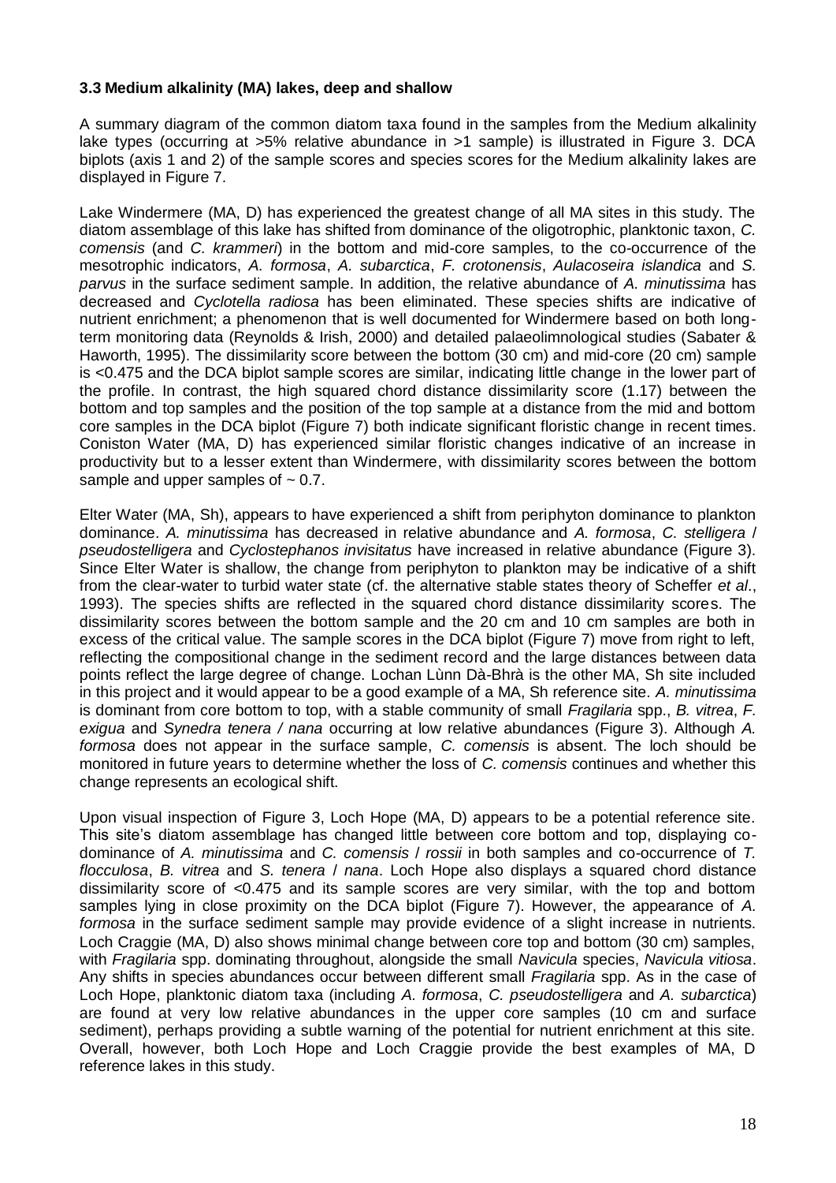### 3.3 Medium alkalinity (MA) lakes, deep and shallow

A summary diagram of the common diatom taxa found in the samples from the Medium alkalinity lake types (occurring at >5% relative abundance in >1 sample) is illustrated in Figure 3. DCA biplots (axis 1 and 2) of the sample scores and species scores for the Medium alkalinity lakes are displayed in Figure 7.

Lake Windermere (MA, D) has experienced the greatest change of all MA sites in this study. The diatom assemblage of this lake has shifted from dominance of the oligotrophic, planktonic taxon, *C. comensis* (and *C. krammeri*) in the bottom and mid-core samples, to the co-occurrence of the mesotrophic indicators, *A. formosa*, *A. subarctica*, *F. crotonensis*, *Aulacoseira islandica* and *S. parvus* in the surface sediment sample. In addition, the relative abundance of *A. minutissima* has decreased and *Cyclotella radiosa* has been eliminated. These species shifts are indicative of nutrient enrichment; a phenomenon that is well documented for Windermere based on both long-term monitoring data (Reynolds & Irish, 2000) and detailed palaeolimnological studies (Sabater & Haworth, 1995). The dissimilarity score between the bottom (30 cm) and mid-core (20 cm) sample is <0.475 and the DCA biplot sample scores are similar, indicating little change in the lower part of the profile. In contrast, the high squared chord distance dissimilarity score (1.17) between the bottom and top samples and the position of the top sample at a distance from the mid and bottom core samples in the DCA biplot (Figure 7) both indicate significant floristic change in recent times. Coniston Water (MA, D) has experienced similar floristic changes indicative of an increase in productivity but to a lesser extent than Windermere, with dissimilarity scores between the bottom sample and upper samples of ~ 0.7.

Elter Water (MA, Sh), appears to have experienced a shift from periphyton dominance to plankton dominance. *A. minutissima* has decreased in relative abundance and *A. formosa*, *C. stelligera* / *pseudostelligera* and *Cyclostephanos invisitatus* have increased in relative abundance (Figure 3). Since Elter Water is shallow, the change from periphyton to plankton may be indicative of a shift from the clear-water to turbid water state (cf. the alternative stable states theory of Scheffer *et al*., 1993). The species shifts are reflected in the squared chord distance dissimilarity scores. The dissimilarity scores between the bottom sample and the 20 cm and 10 cm samples are both in excess of the critical value. The sample scores in the DCA biplot (Figure 7) move from right to left, reflecting the compositional change in the sediment record and the large distances between data points reflect the large degree of change. Lochan Lùnn Dà-Bhrà is the other MA, Sh site included in this project and it would appear to be a good example of a MA, Sh reference site. *A. minutissima* is dominant from core bottom to top, with a stable community of small *Fragilaria* spp., *B. vitrea*, *F. exigua* and *Synedra tenera / nana* occurring at low relative abundances (Figure 3). Although *A. formosa* does not appear in the surface sample, *C. comensis* is absent. The loch should be monitored in future years to determine whether the loss of *C. comensis* continues and whether this change represents an ecological shift.

Upon visual inspection of Figure 3, Loch Hope (MA, D) appears to be a potential reference site. This site's diatom assemblage has changed little between core bottom and top, displaying co-dominance of *A. minutissima* and *C. comensis* / *rossii* in both samples and co-occurrence of *T. flocculosa*, *B. vitrea* and *S. tenera* / *nana*. Loch Hope also displays a squared chord distance dissimilarity score of <0.475 and its sample scores are very similar, with the top and bottom samples lying in close proximity on the DCA biplot (Figure 7). However, the appearance of *A. formosa* in the surface sediment sample may provide evidence of a slight increase in nutrients. Loch Craggie (MA, D) also shows minimal change between core top and bottom (30 cm) samples, with *Fragilaria* spp. dominating throughout, alongside the small *Navicula* species, *Navicula vitiosa*. Any shifts in species abundances occur between different small *Fragilaria* spp. As in the case of Loch Hope, planktonic diatom taxa (including *A. formosa*, *C. pseudostelligera* and *A. subarctica*) are found at very low relative abundances in the upper core samples (10 cm and surface sediment), perhaps providing a subtle warning of the potential for nutrient enrichment at this site. Overall, however, both Loch Hope and Loch Craggie provide the best examples of MA, D reference lakes in this study.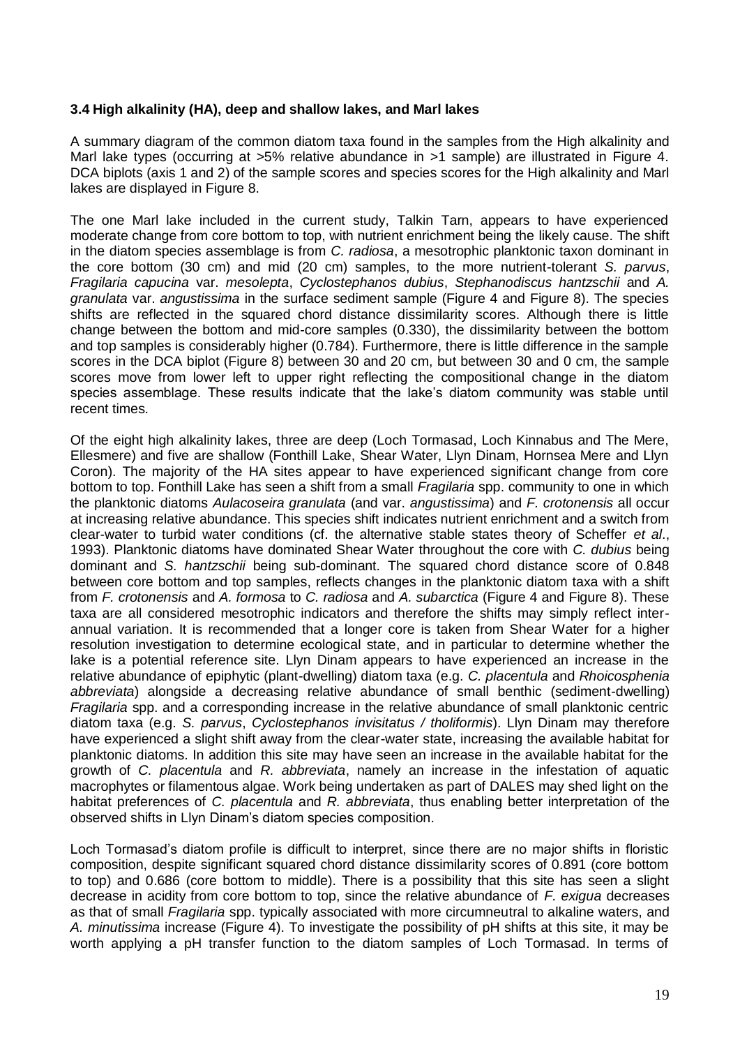### 3.4 High alkalinity (HA), deep and shallow lakes, and Marl lakes

A summary diagram of the common diatom taxa found in the samples from the High alkalinity and Marl lake types (occurring at >5% relative abundance in >1 sample) are illustrated in Figure 4. DCA biplots (axis 1 and 2) of the sample scores and species scores for the High alkalinity and Marl lakes are displayed in Figure 8.

The one Marl lake included in the current study, Talkin Tarn, appears to have experienced moderate change from core bottom to top, with nutrient enrichment being the likely cause. The shift in the diatom species assemblage is from *C. radiosa*, a mesotrophic planktonic taxon dominant in the core bottom (30 cm) and mid (20 cm) samples, to the more nutrient-tolerant *S. parvus*, *Fragilaria capucina* var. *mesolepta*, *Cyclostephanos dubius*, *Stephanodiscus hantzschii* and *A. granulata* var. *angustissima* in the surface sediment sample (Figure 4 and Figure 8). The species shifts are reflected in the squared chord distance dissimilarity scores. Although there is little change between the bottom and mid-core samples (0.330), the dissimilarity between the bottom and top samples is considerably higher (0.784). Furthermore, there is little difference in the sample scores in the DCA biplot (Figure 8) between 30 and 20 cm, but between 30 and 0 cm, the sample scores move from lower left to upper right reflecting the compositional change in the diatom species assemblage. These results indicate that the lake's diatom community was stable until recent times.

Of the eight high alkalinity lakes, three are deep (Loch Tormasad, Loch Kinnabus and The Mere, Ellesmere) and five are shallow (Fonthill Lake, Shear Water, Llyn Dinam, Hornsea Mere and Llyn Coron). The majority of the HA sites appear to have experienced significant change from core bottom to top. Fonthill Lake has seen a shift from a small *Fragilaria* spp. community to one in which the planktonic diatoms *Aulacoseira granulata* (and var. *angustissima*) and *F. crotonensis* all occur at increasing relative abundance. This species shift indicates nutrient enrichment and a switch from clear-water to turbid water conditions (cf. the alternative stable states theory of Scheffer *et al*., 1993). Planktonic diatoms have dominated Shear Water throughout the core with *C. dubius* being dominant and *S. hantzschii* being sub-dominant. The squared chord distance score of 0.848 between core bottom and top samples, reflects changes in the planktonic diatom taxa with a shift from *F. crotonensis* and *A. formosa* to *C. radiosa* and *A. subarctica* (Figure 4 and Figure 8). These taxa are all considered mesotrophic indicators and therefore the shifts may simply reflect inter-annual variation. It is recommended that a longer core is taken from Shear Water for a higher resolution investigation to determine ecological state, and in particular to determine whether the lake is a potential reference site. Llyn Dinam appears to have experienced an increase in the relative abundance of epiphytic (plant-dwelling) diatom taxa (e.g. *C. placentula* and *Rhoicosphenia abbreviata*) alongside a decreasing relative abundance of small benthic (sediment-dwelling) *Fragilaria* spp. and a corresponding increase in the relative abundance of small planktonic centric diatom taxa (e.g. *S. parvus*, *Cyclostephanos invisitatus / tholiformis*). Llyn Dinam may therefore have experienced a slight shift away from the clear-water state, increasing the available habitat for planktonic diatoms. In addition this site may have seen an increase in the available habitat for the growth of *C. placentula* and *R. abbreviata*, namely an increase in the infestation of aquatic macrophytes or filamentous algae. Work being undertaken as part of DALES may shed light on the habitat preferences of *C. placentula* and *R. abbreviata*, thus enabling better interpretation of the observed shifts in Llyn Dinam's diatom species composition.

Loch Tormasad's diatom profile is difficult to interpret, since there are no major shifts in floristic composition, despite significant squared chord distance dissimilarity scores of 0.891 (core bottom to top) and 0.686 (core bottom to middle). There is a possibility that this site has seen a slight decrease in acidity from core bottom to top, since the relative abundance of *F. exigua* decreases as that of small *Fragilaria* spp. typically associated with more circumneutral to alkaline waters, and *A. minutissima* increase (Figure 4). To investigate the possibility of pH shifts at this site, it may be worth applying a pH transfer function to the diatom samples of Loch Tormasad. In terms of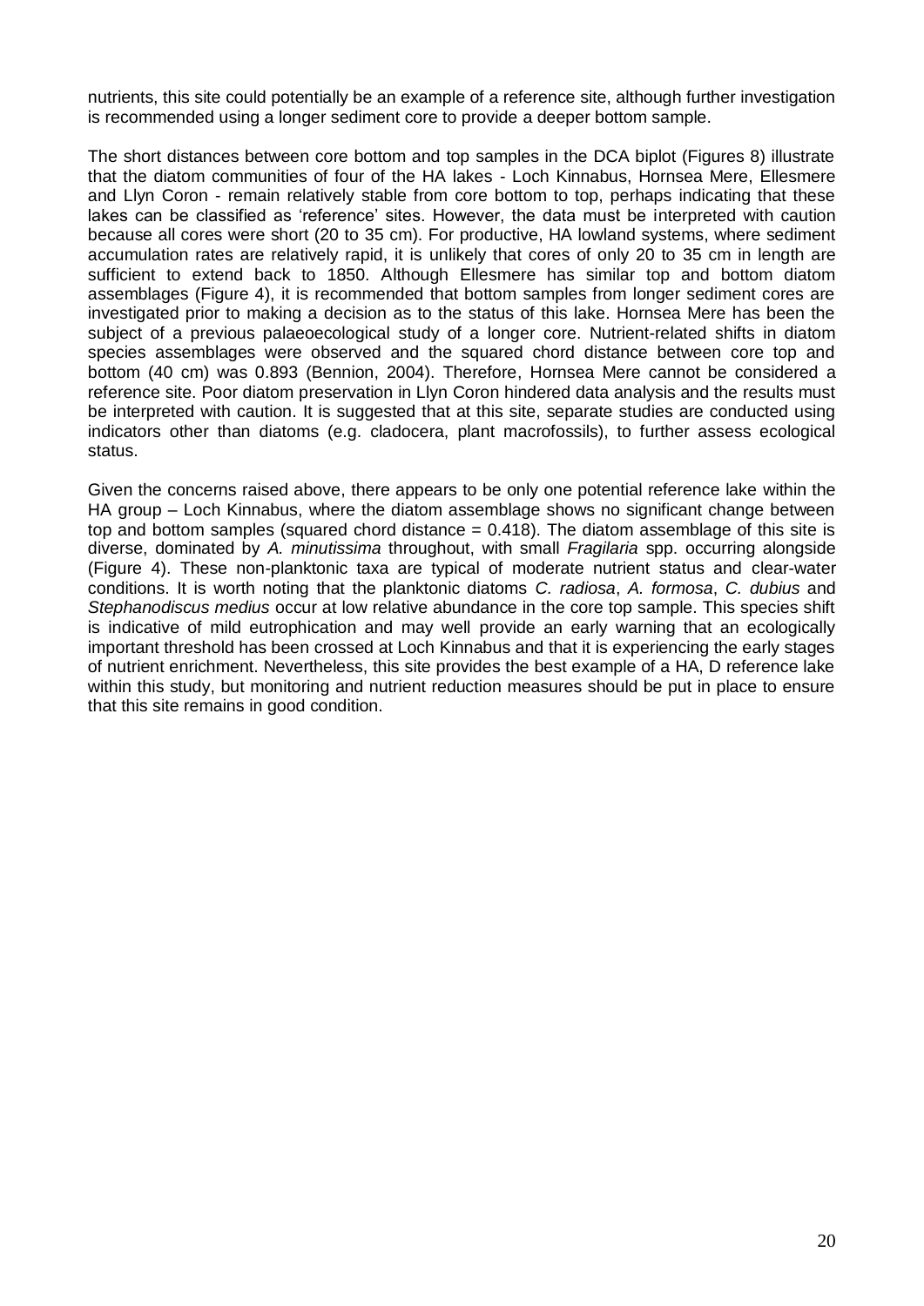nutrients, this site could potentially be an example of a reference site, although further investigation is recommended using a longer sediment core to provide a deeper bottom sample.

The short distances between core bottom and top samples in the DCA biplot (Figures 8) illustrate that the diatom communities of four of the HA lakes - Loch Kinnabus, Hornsea Mere, Ellesmere and Llyn Coron - remain relatively stable from core bottom to top, perhaps indicating that these lakes can be classified as 'reference' sites. However, the data must be interpreted with caution because all cores were short (20 to 35 cm). For productive, HA lowland systems, where sediment accumulation rates are relatively rapid, it is unlikely that cores of only 20 to 35 cm in length are sufficient to extend back to 1850. Although Ellesmere has similar top and bottom diatom assemblages (Figure 4), it is recommended that bottom samples from longer sediment cores are investigated prior to making a decision as to the status of this lake. Hornsea Mere has been the subject of a previous palaeoecological study of a longer core. Nutrient-related shifts in diatom species assemblages were observed and the squared chord distance between core top and bottom (40 cm) was 0.893 (Bennion, 2004). Therefore, Hornsea Mere cannot be considered a reference site. Poor diatom preservation in Llyn Coron hindered data analysis and the results must be interpreted with caution. It is suggested that at this site, separate studies are conducted using indicators other than diatoms (e.g. cladocera, plant macrofossils), to further assess ecological status.

Given the concerns raised above, there appears to be only one potential reference lake within the HA group – Loch Kinnabus, where the diatom assemblage shows no significant change between top and bottom samples (squared chord distance = 0.418). The diatom assemblage of this site is diverse, dominated by *A. minutissima* throughout, with small *Fragilaria* spp. occurring alongside (Figure 4). These non-planktonic taxa are typical of moderate nutrient status and clear-water conditions. It is worth noting that the planktonic diatoms *C. radiosa*, *A. formosa*, *C. dubius* and *Stephanodiscus medius* occur at low relative abundance in the core top sample. This species shift is indicative of mild eutrophication and may well provide an early warning that an ecologically important threshold has been crossed at Loch Kinnabus and that it is experiencing the early stages of nutrient enrichment. Nevertheless, this site provides the best example of a HA, D reference lake within this study, but monitoring and nutrient reduction measures should be put in place to ensure that this site remains in good condition.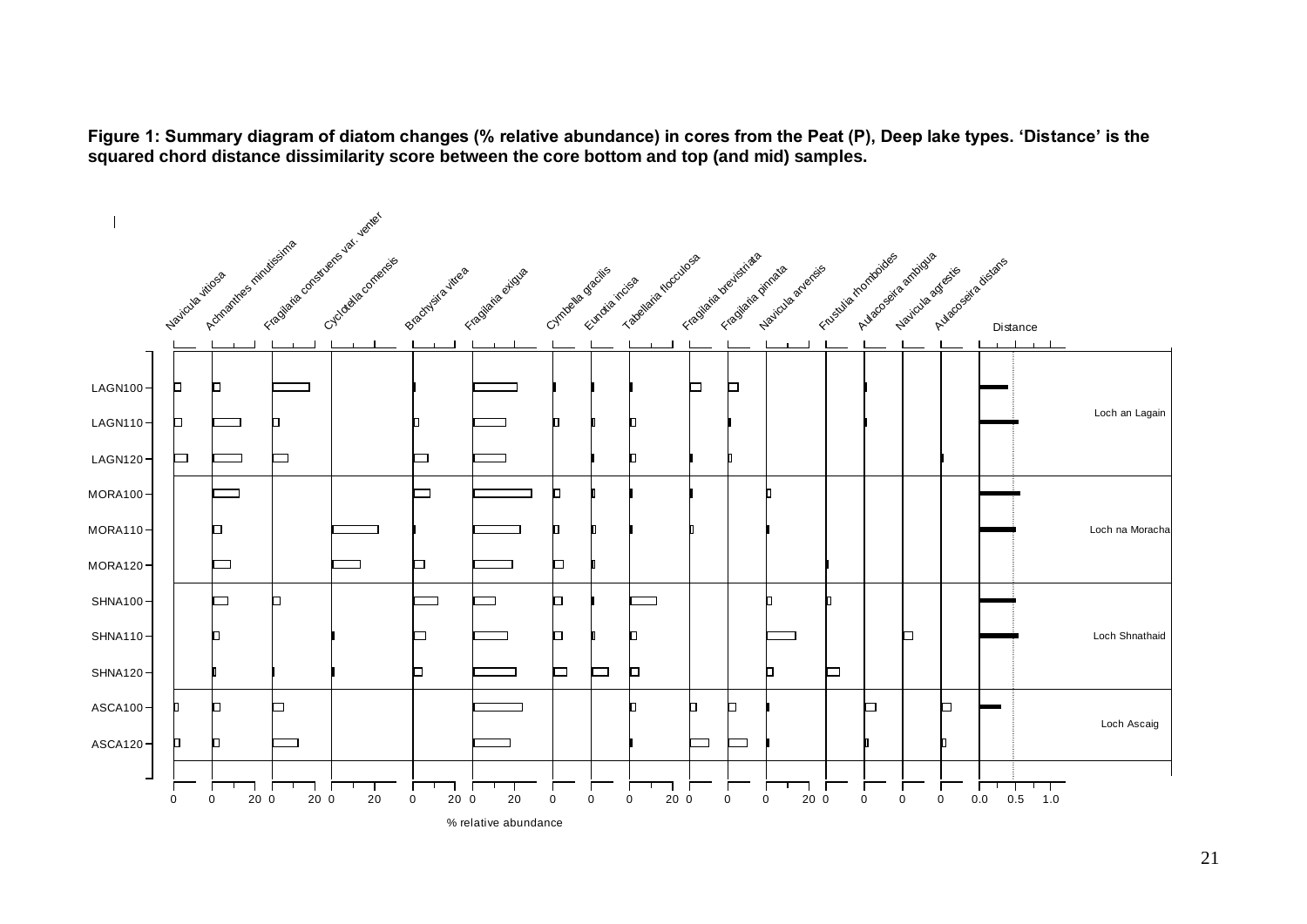**Figure 1: Summary diagram of diatom changes (% relative abundance) in cores from the Peat (P), Deep lake types. 'Distance' is the squared chord distance dissimilarity score between the core bottom and top (and mid) samples.**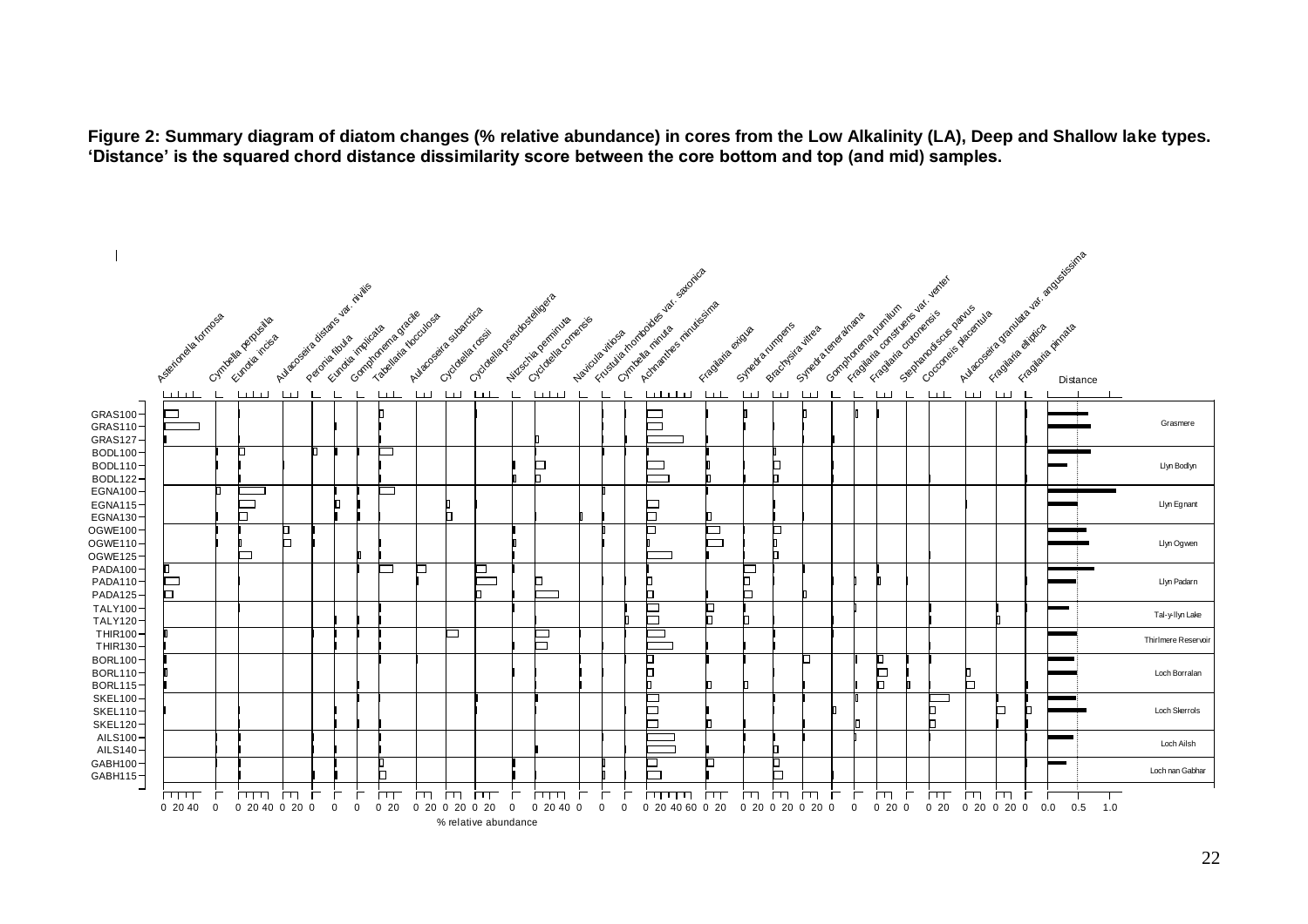**Figure 2: Summary diagram of diatom changes (% relative abundance) in cores from the Low Alkalinity (LA), Deep and Shallow lake types. 'Distance' is the squared chord distance dissimilarity score between the core bottom and top (and mid) samples.**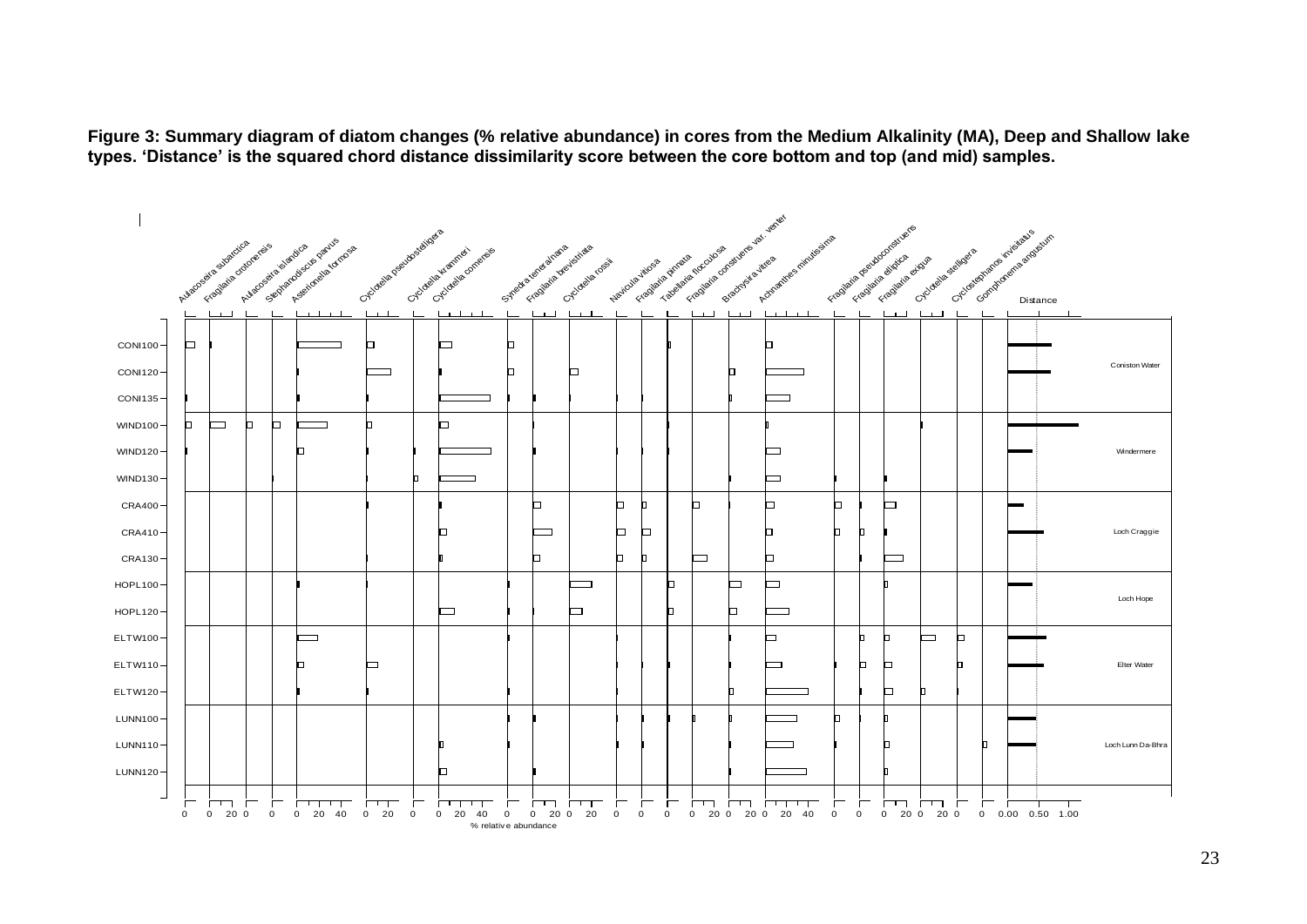**Figure 3: Summary diagram of diatom changes (% relative abundance) in cores from the Medium Alkalinity (MA), Deep and Shallow lake types. 'Distance' is the squared chord distance dissimilarity score between the core bottom and top (and mid) samples.**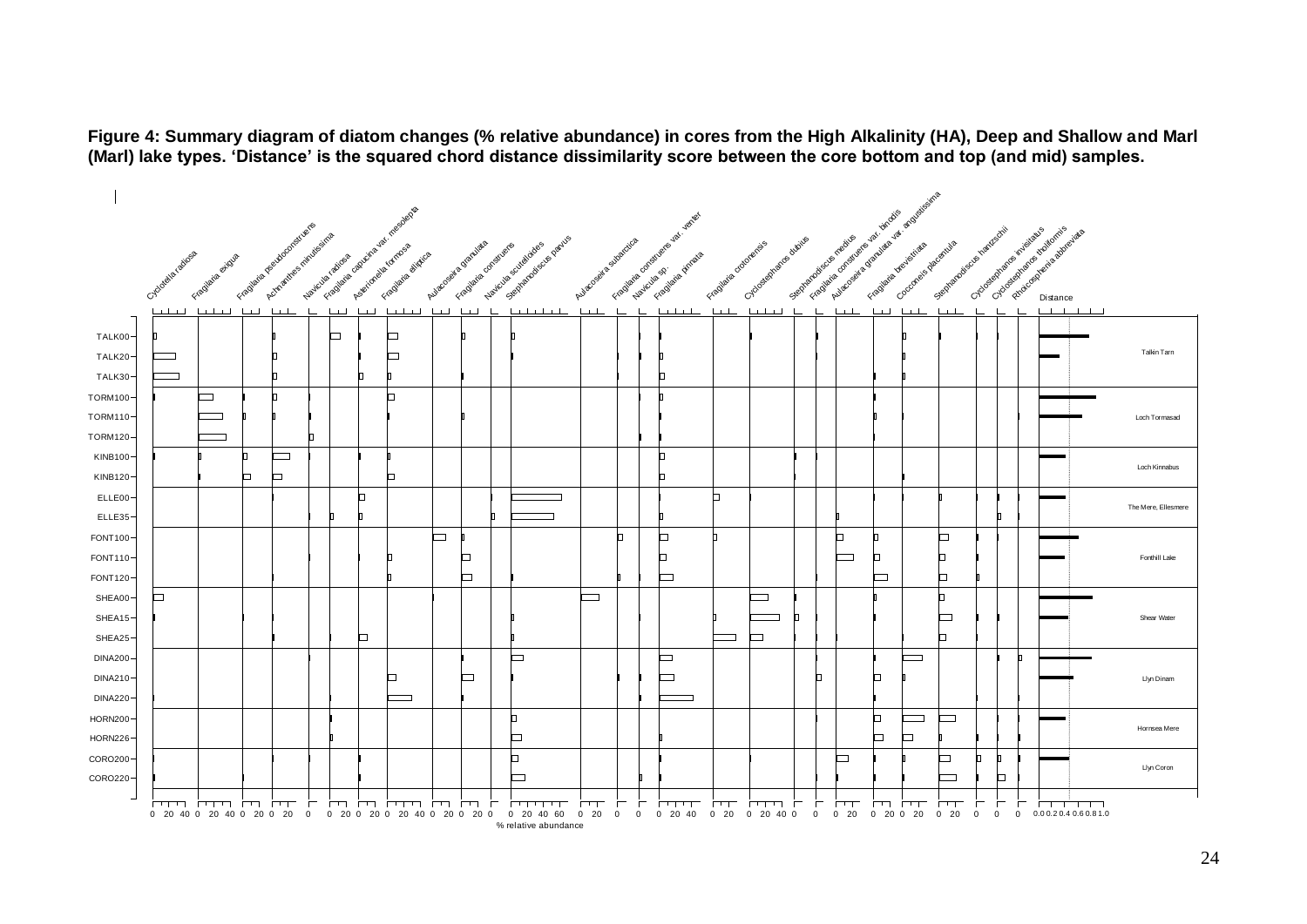**Figure 4: Summary diagram of diatom changes (% relative abundance) in cores from the High Alkalinity (HA), Deep and Shallow and Marl (Marl) lake types. 'Distance' is the squared chord distance dissimilarity score between the core bottom and top (and mid) samples.**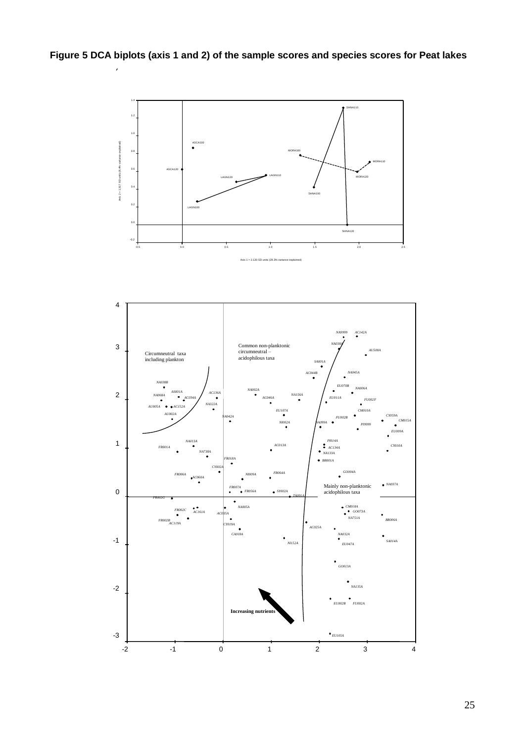**Figure 5 DCA biplots (axis 1 and 2) of the sample scores and species scores for Peat lakes**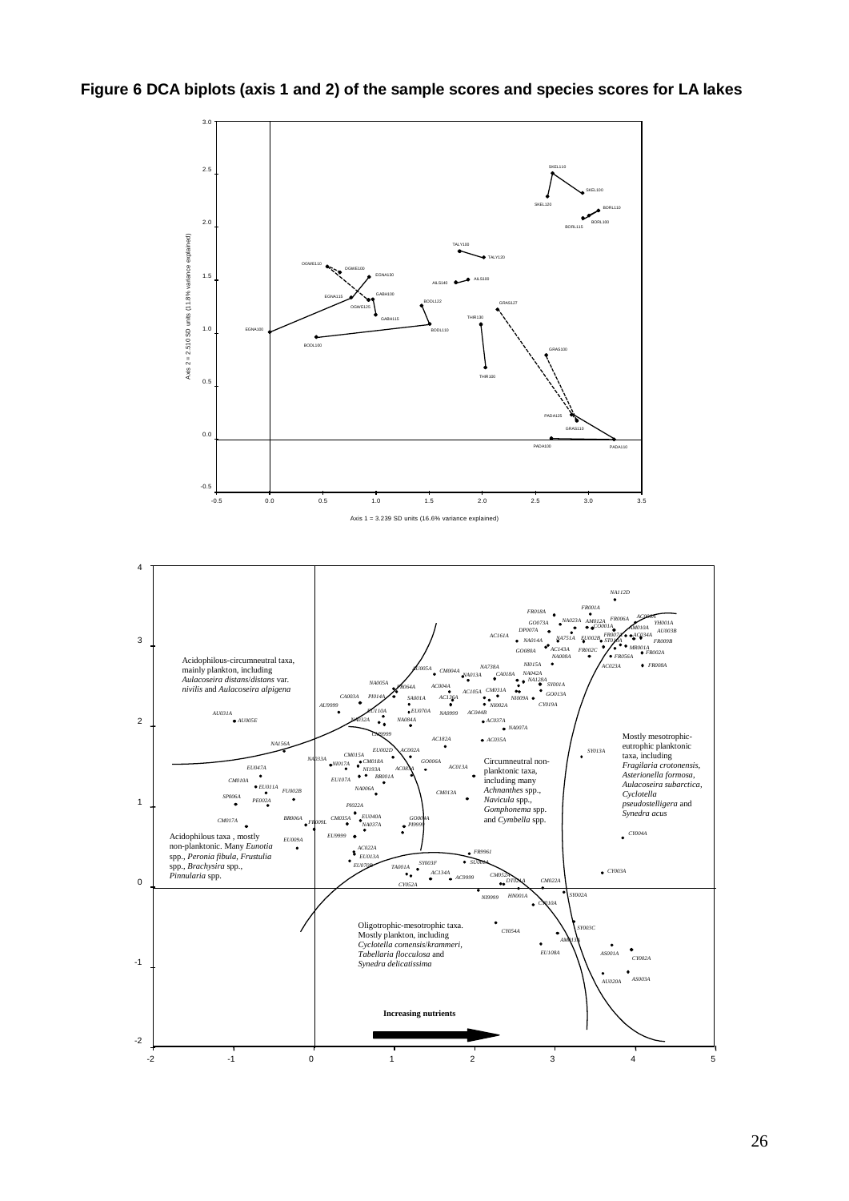**Figure 6 DCA biplots (axis 1 and 2) of the sample scores and species scores for LA lakes**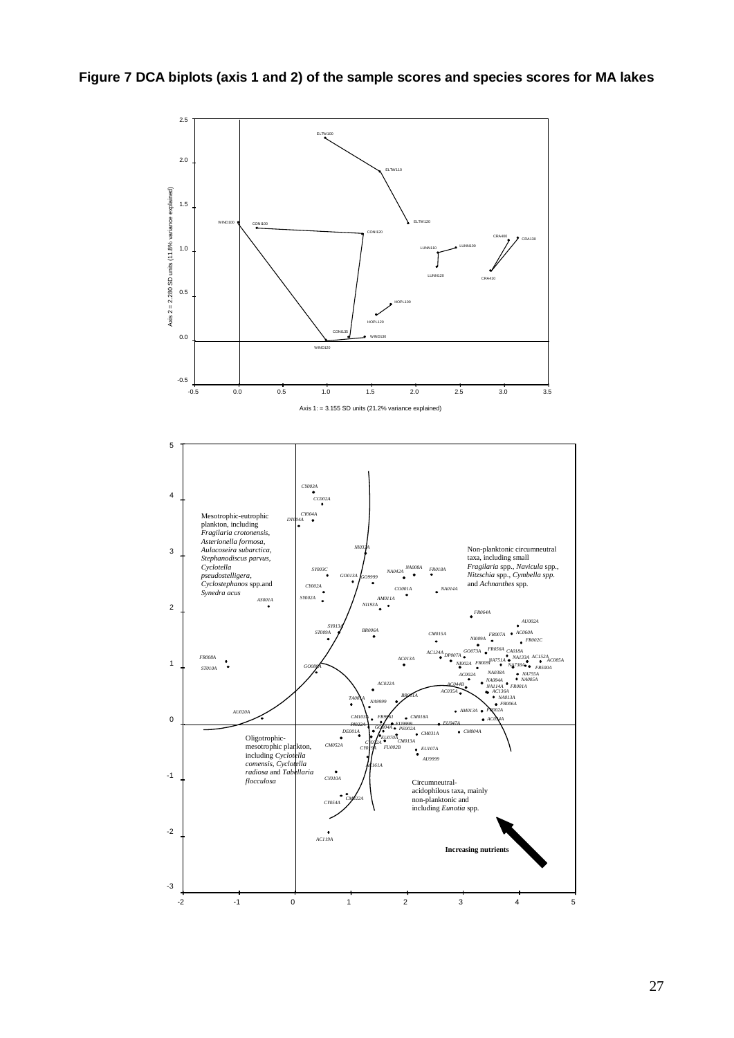**Figure 7 DCA biplots (axis 1 and 2) of the sample scores and species scores for MA lakes**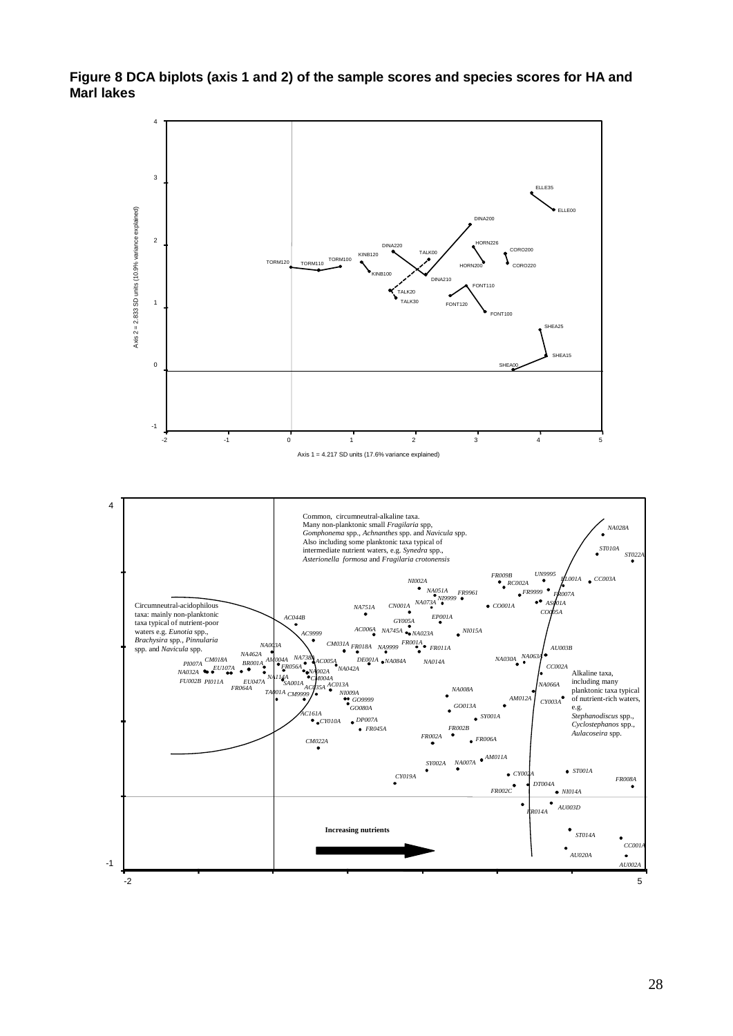**Figure 8 DCA biplots (axis 1 and 2) of the sample scores and species scores for HA and Marl lakes**

Axis 2 = 2.833 SD units (10.9% variance explained)

Axis 1 = 4.217 SD units (17.6% variance explained)

Common, circumneutral-alkaline taxa. Many non-planktonic small *Fragilaria* spp, *Gomphonema* spp., *Achnanthes* spp. and *Navicula* spp. Also including some planktonic taxa typical of intermediate nutrient waters, e.g. *Synedra* spp., *Asterionella formosa* and *Fragilaria crotonensis*

Circumneutral-acidophilous taxa: mainly non-planktonic taxa typical of nutrient-poor waters e.g. *Eunotia* spp., *Brachysira* spp., *Pinnularia* spp. and *Navicula* spp.

Alkaline taxa, including many planktonic taxa typical of nutrient-rich waters, e.g. *Stephanodiscus* spp., *Cyclostephanos* spp., *Aulacoseira* spp.

**Increasing nutrients**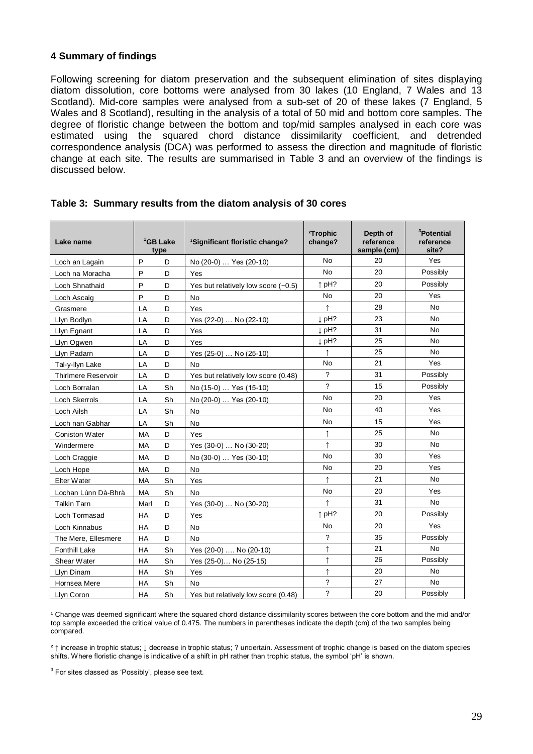## 4 Summary of findings

Following screening for diatom preservation and the subsequent elimination of sites displaying diatom dissolution, core bottoms were analysed from 30 lakes (10 England, 7 Wales and 13 Scotland). Mid-core samples were analysed from a sub-set of 20 of these lakes (7 England, 5 Wales and 8 Scotland), resulting in the analysis of a total of 50 mid and bottom core samples. The degree of floristic change between the bottom and top/mid samples analysed in each core was estimated using the squared chord distance dissimilarity coefficient, and detrended correspondence analysis (DCA) was performed to assess the direction and magnitude of floristic change at each site. The results are summarised in Table 3 and an overview of the findings is discussed below.

**Table 3: Summary results from the diatom analysis of 30 cores**

| Lake name | [1]GB Lake type | | [1]Significant floristic change? | [2]Trophic change? | Depth of reference sample (cm) | [3]Potential reference site? |
|---|---|---|---|---|---|---|
| Loch an Lagain | P | D | No (20-0) … Yes (20-10) | No | 20 | Yes |
| Loch na Moracha | P | D | Yes | No | 20 | Possibly |
| Loch Shnathaid | P | D | Yes but relatively low score (~0.5) | ↑ pH? | 20 | Possibly |
| Loch Ascaig | P | D | No | No | 20 | Yes |
| Grasmere | LA | D | Yes | ↑ | 28 | No |
| Llyn Bodlyn | LA | D | Yes (22-0) … No (22-10) | ↓ pH? | 23 | No |
| Llyn Egnant | LA | D | Yes | ↓ pH? | 31 | No |
| Llyn Ogwen | LA | D | Yes | ↓ pH? | 25 | No |
| Llyn Padarn | LA | D | Yes (25-0) … No (25-10) | ↑ | 25 | No |
| Tal-y-llyn Lake | LA | D | No | No | 21 | Yes |
| Thirlmere Reservoir | LA | D | Yes but relatively low score (0.48) | ? | 31 | Possibly |
| Loch Borralan | LA | Sh | No (15-0) … Yes (15-10) | ? | 15 | Possibly |
| Loch Skerrols | LA | Sh | No (20-0) … Yes (20-10) | No | 20 | Yes |
| Loch Ailsh | LA | Sh | No | No | 40 | Yes |
| Loch nan Gabhar | LA | Sh | No | No | 15 | Yes |
| Coniston Water | MA | D | Yes | ↑ | 25 | No |
| Windermere | MA | D | Yes (30-0) … No (30-20) | ↑ | 30 | No |
| Loch Craggie | MA | D | No (30-0) … Yes (30-10) | No | 30 | Yes |
| Loch Hope | MA | D | No | No | 20 | Yes |
| Elter Water | MA | Sh | Yes | ↑ | 21 | No |
| Lochan Lùnn Dà-Bhrà | MA | Sh | No | No | 20 | Yes |
| Talkin Tarn | Marl | D | Yes (30-0) … No (30-20) | ↑ | 31 | No |
| Loch Tormasad | HA | D | Yes | ↑ pH? | 20 | Possibly |
| Loch Kinnabus | HA | D | No | No | 20 | Yes |
| The Mere, Ellesmere | HA | D | No | ? | 35 | Possibly |
| Fonthill Lake | HA | Sh | Yes (20-0) …. No (20-10) | ↑ | 21 | No |
| Shear Water | HA | Sh | Yes (25-0)… No (25-15) | ↑ | 26 | Possibly |
| Llyn Dinam | HA | Sh | Yes | ↑ | 20 | No |
| Hornsea Mere | HA | Sh | No | ? | 27 | No |
| Llyn Coron | HA | Sh | Yes but relatively low score (0.48) | ? | 20 | Possibly |

[1] Change was deemed significant where the squared chord distance dissimilarity scores between the core bottom and the mid and/or top sample exceeded the critical value of 0.475. The numbers in parentheses indicate the depth (cm) of the two samples being compared.

[2] ↑ increase in trophic status; ↓ decrease in trophic status; ? uncertain. Assessment of trophic change is based on the diatom species shifts. Where floristic change is indicative of a shift in pH rather than trophic status, the symbol 'pH' is shown.

[3] For sites classed as 'Possibly', please see text.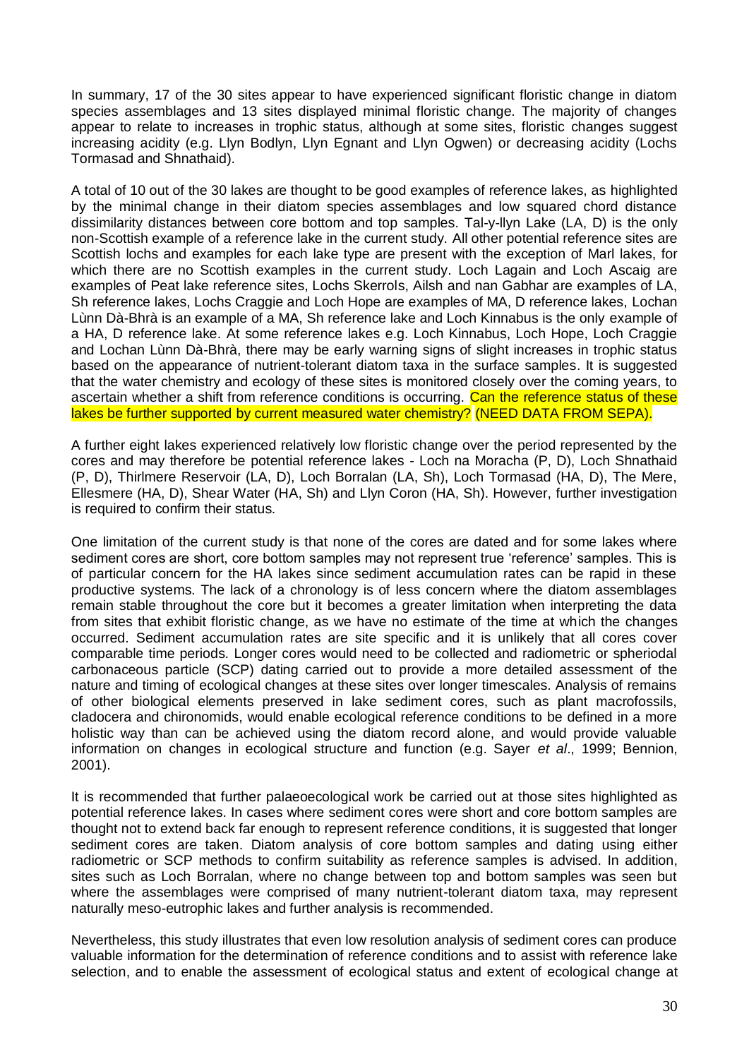In summary, 17 of the 30 sites appear to have experienced significant floristic change in diatom species assemblages and 13 sites displayed minimal floristic change. The majority of changes appear to relate to increases in trophic status, although at some sites, floristic changes suggest increasing acidity (e.g. Llyn Bodlyn, Llyn Egnant and Llyn Ogwen) or decreasing acidity (Lochs Tormasad and Shnathaid).

A total of 10 out of the 30 lakes are thought to be good examples of reference lakes, as highlighted by the minimal change in their diatom species assemblages and low squared chord distance dissimilarity distances between core bottom and top samples. Tal-y-llyn Lake (LA, D) is the only non-Scottish example of a reference lake in the current study. All other potential reference sites are Scottish lochs and examples for each lake type are present with the exception of Marl lakes, for which there are no Scottish examples in the current study. Loch Lagain and Loch Ascaig are examples of Peat lake reference sites, Lochs Skerrols, Ailsh and nan Gabhar are examples of LA, Sh reference lakes, Lochs Craggie and Loch Hope are examples of MA, D reference lakes, Lochan Lùnn Dà-Bhrà is an example of a MA, Sh reference lake and Loch Kinnabus is the only example of a HA, D reference lake. At some reference lakes e.g. Loch Kinnabus, Loch Hope, Loch Craggie and Lochan Lùnn Dà-Bhrà, there may be early warning signs of slight increases in trophic status based on the appearance of nutrient-tolerant diatom taxa in the surface samples. It is suggested that the water chemistry and ecology of these sites is monitored closely over the coming years, to ascertain whether a shift from reference conditions is occurring. Can the reference status of these lakes be further supported by current measured water chemistry? (NEED DATA FROM SEPA).

A further eight lakes experienced relatively low floristic change over the period represented by the cores and may therefore be potential reference lakes - Loch na Moracha (P, D), Loch Shnathaid (P, D), Thirlmere Reservoir (LA, D), Loch Borralan (LA, Sh), Loch Tormasad (HA, D), The Mere, Ellesmere (HA, D), Shear Water (HA, Sh) and Llyn Coron (HA, Sh). However, further investigation is required to confirm their status.

One limitation of the current study is that none of the cores are dated and for some lakes where sediment cores are short, core bottom samples may not represent true 'reference' samples. This is of particular concern for the HA lakes since sediment accumulation rates can be rapid in these productive systems. The lack of a chronology is of less concern where the diatom assemblages remain stable throughout the core but it becomes a greater limitation when interpreting the data from sites that exhibit floristic change, as we have no estimate of the time at which the changes occurred. Sediment accumulation rates are site specific and it is unlikely that all cores cover comparable time periods. Longer cores would need to be collected and radiometric or spheriodal carbonaceous particle (SCP) dating carried out to provide a more detailed assessment of the nature and timing of ecological changes at these sites over longer timescales. Analysis of remains of other biological elements preserved in lake sediment cores, such as plant macrofossils, cladocera and chironomids, would enable ecological reference conditions to be defined in a more holistic way than can be achieved using the diatom record alone, and would provide valuable information on changes in ecological structure and function (e.g. Sayer *et al*., 1999; Bennion, 2001).

It is recommended that further palaeoecological work be carried out at those sites highlighted as potential reference lakes. In cases where sediment cores were short and core bottom samples are thought not to extend back far enough to represent reference conditions, it is suggested that longer sediment cores are taken. Diatom analysis of core bottom samples and dating using either radiometric or SCP methods to confirm suitability as reference samples is advised. In addition, sites such as Loch Borralan, where no change between top and bottom samples was seen but where the assemblages were comprised of many nutrient-tolerant diatom taxa, may represent naturally meso-eutrophic lakes and further analysis is recommended.

Nevertheless, this study illustrates that even low resolution analysis of sediment cores can produce valuable information for the determination of reference conditions and to assist with reference lake selection, and to enable the assessment of ecological status and extent of ecological change at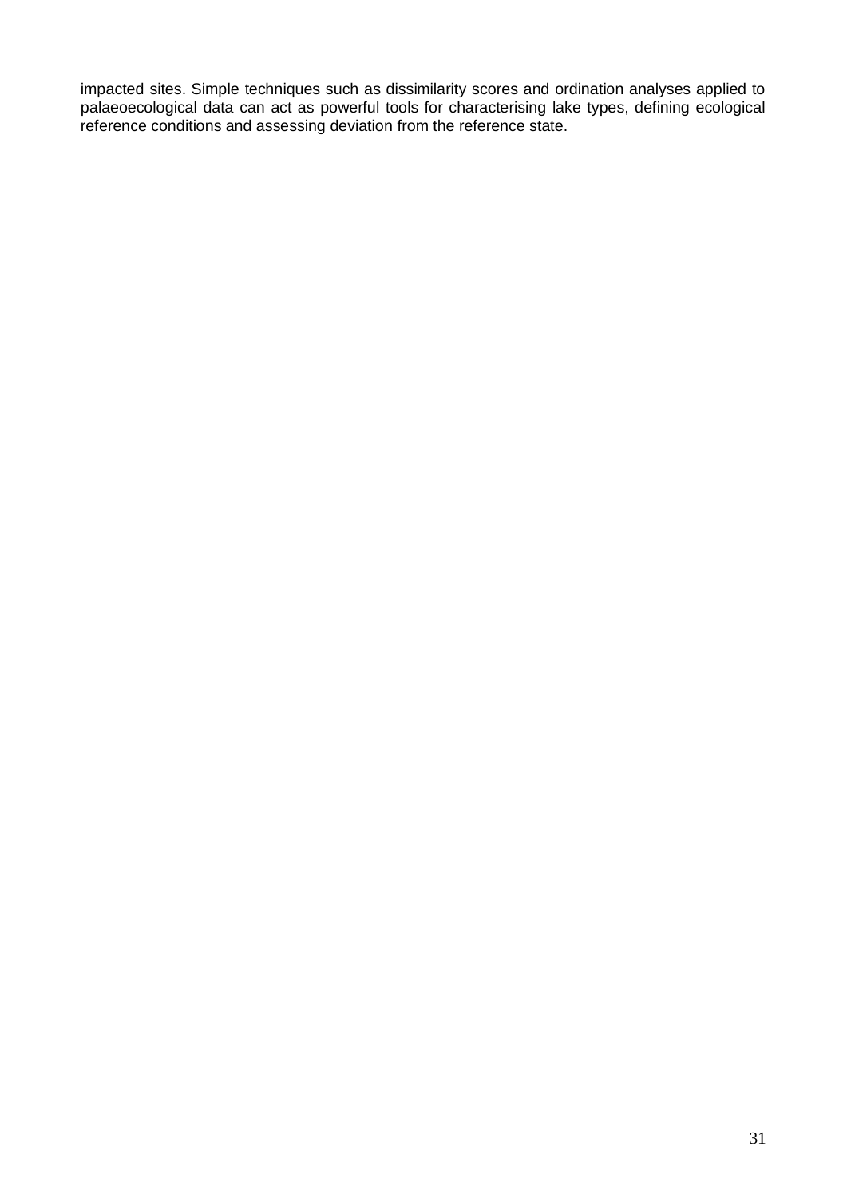impacted sites. Simple techniques such as dissimilarity scores and ordination analyses applied to palaeoecological data can act as powerful tools for characterising lake types, defining ecological reference conditions and assessing deviation from the reference state.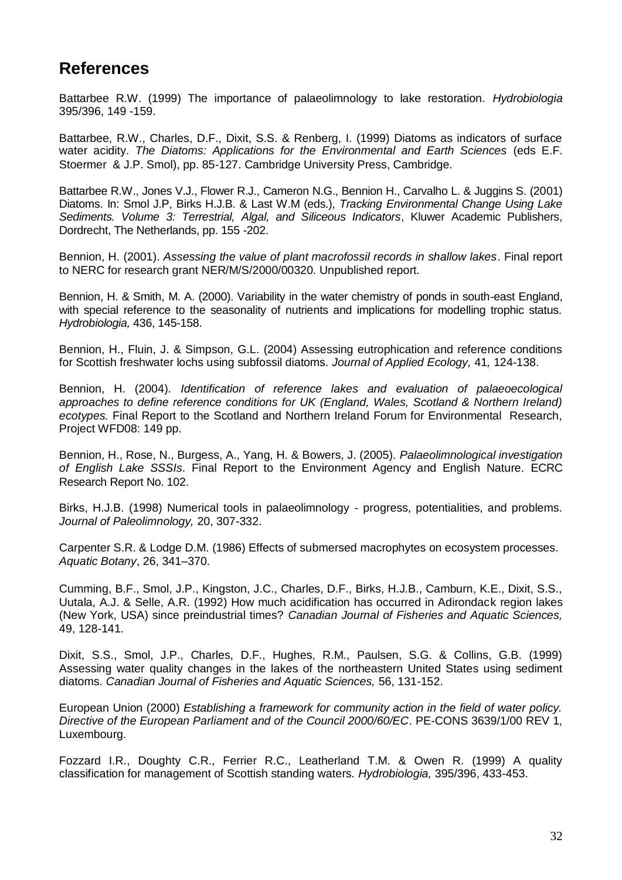## References

Battarbee R.W. (1999) The importance of palaeolimnology to lake restoration. *Hydrobiologia* 395/396, 149 -159.

Battarbee, R.W., Charles, D.F., Dixit, S.S. & Renberg, I. (1999) Diatoms as indicators of surface water acidity. *The Diatoms: Applications for the Environmental and Earth Sciences* (eds E.F. Stoermer & J.P. Smol), pp. 85-127. Cambridge University Press, Cambridge.

Battarbee R.W., Jones V.J., Flower R.J., Cameron N.G., Bennion H., Carvalho L. & Juggins S. (2001) Diatoms. In: Smol J.P, Birks H.J.B. & Last W.M (eds.), *Tracking Environmental Change Using Lake Sediments. Volume 3: Terrestrial, Algal, and Siliceous Indicators*, Kluwer Academic Publishers, Dordrecht, The Netherlands, pp. 155 -202.

Bennion, H. (2001). *Assessing the value of plant macrofossil records in shallow lakes*. Final report to NERC for research grant NER/M/S/2000/00320. Unpublished report.

Bennion, H. & Smith, M. A. (2000). Variability in the water chemistry of ponds in south-east England, with special reference to the seasonality of nutrients and implications for modelling trophic status. *Hydrobiologia,* 436, 145-158.

Bennion, H., Fluin, J. & Simpson, G.L. (2004) Assessing eutrophication and reference conditions for Scottish freshwater lochs using subfossil diatoms. *Journal of Applied Ecology,* 41*,* 124-138.

Bennion, H. (2004). *Identification of reference lakes and evaluation of palaeoecological approaches to define reference conditions for UK (England, Wales, Scotland & Northern Ireland) ecotypes.* Final Report to the Scotland and Northern Ireland Forum for Environmental Research, Project WFD08: 149 pp.

Bennion, H., Rose, N., Burgess, A., Yang, H. & Bowers, J. (2005). *Palaeolimnological investigation of English Lake SSSIs*. Final Report to the Environment Agency and English Nature. ECRC Research Report No. 102.

Birks, H.J.B. (1998) Numerical tools in palaeolimnology - progress, potentialities, and problems. *Journal of Paleolimnology,* 20, 307-332.

Carpenter S.R. & Lodge D.M. (1986) Effects of submersed macrophytes on ecosystem processes. *Aquatic Botany*, 26, 341–370.

Cumming, B.F., Smol, J.P., Kingston, J.C., Charles, D.F., Birks, H.J.B., Camburn, K.E., Dixit, S.S., Uutala, A.J. & Selle, A.R. (1992) How much acidification has occurred in Adirondack region lakes (New York, USA) since preindustrial times? *Canadian Journal of Fisheries and Aquatic Sciences,* 49, 128-141.

Dixit, S.S., Smol, J.P., Charles, D.F., Hughes, R.M., Paulsen, S.G. & Collins, G.B. (1999) Assessing water quality changes in the lakes of the northeastern United States using sediment diatoms. *Canadian Journal of Fisheries and Aquatic Sciences,* 56, 131-152.

European Union (2000) *Establishing a framework for community action in the field of water policy. Directive of the European Parliament and of the Council 2000/60/EC*. PE-CONS 3639/1/00 REV 1, Luxembourg.

Fozzard I.R., Doughty C.R., Ferrier R.C., Leatherland T.M. & Owen R. (1999) A quality classification for management of Scottish standing waters. *Hydrobiologia,* 395/396, 433-453.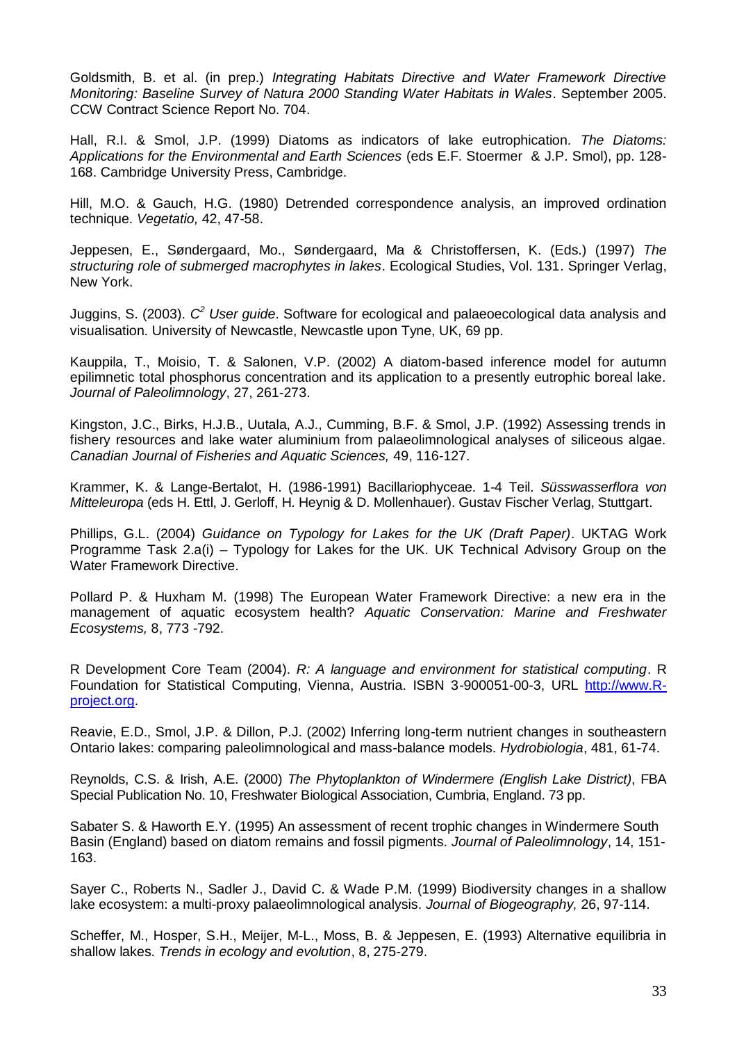Goldsmith, B. et al. (in prep.) *Integrating Habitats Directive and Water Framework Directive Monitoring: Baseline Survey of Natura 2000 Standing Water Habitats in Wales*. September 2005. CCW Contract Science Report No. 704.

Hall, R.I. & Smol, J.P. (1999) Diatoms as indicators of lake eutrophication. *The Diatoms: Applications for the Environmental and Earth Sciences* (eds E.F. Stoermer & J.P. Smol), pp. 128-168. Cambridge University Press, Cambridge.

Hill, M.O. & Gauch, H.G. (1980) Detrended correspondence analysis, an improved ordination technique. *Vegetatio,* 42, 47-58.

Jeppesen, E., Søndergaard, Mo., Søndergaard, Ma & Christoffersen, K. (Eds.) (1997) *The structuring role of submerged macrophytes in lakes*. Ecological Studies, Vol. 131. Springer Verlag, New York.

Juggins, S. (2003). *$C^2$ User guide*. Software for ecological and palaeoecological data analysis and visualisation. University of Newcastle, Newcastle upon Tyne, UK, 69 pp.

Kauppila, T., Moisio, T. & Salonen, V.P. (2002) A diatom-based inference model for autumn epilimnetic total phosphorus concentration and its application to a presently eutrophic boreal lake. *Journal of Paleolimnology*, 27, 261-273.

Kingston, J.C., Birks, H.J.B., Uutala, A.J., Cumming, B.F. & Smol, J.P. (1992) Assessing trends in fishery resources and lake water aluminium from palaeolimnological analyses of siliceous algae. *Canadian Journal of Fisheries and Aquatic Sciences,* 49, 116-127.

Krammer, K. & Lange-Bertalot, H. (1986-1991) Bacillariophyceae. 1-4 Teil. *Süsswasserflora von Mitteleuropa* (eds H. Ettl, J. Gerloff, H. Heynig & D. Mollenhauer). Gustav Fischer Verlag, Stuttgart.

Phillips, G.L. (2004) *Guidance on Typology for Lakes for the UK (Draft Paper)*. UKTAG Work Programme Task 2.a(i) – Typology for Lakes for the UK. UK Technical Advisory Group on the Water Framework Directive.

Pollard P. & Huxham M. (1998) The European Water Framework Directive: a new era in the management of aquatic ecosystem health? *Aquatic Conservation: Marine and Freshwater Ecosystems,* 8, 773 -792.

R Development Core Team (2004). *R: A language and environment for statistical computing*. R Foundation for Statistical Computing, Vienna, Austria. ISBN 3-900051-00-3, URL http://www.R-project.org.

Reavie, E.D., Smol, J.P. & Dillon, P.J. (2002) Inferring long-term nutrient changes in southeastern Ontario lakes: comparing paleolimnological and mass-balance models. *Hydrobiologia*, 481, 61-74.

Reynolds, C.S. & Irish, A.E. (2000) *The Phytoplankton of Windermere (English Lake District)*, FBA Special Publication No. 10, Freshwater Biological Association, Cumbria, England. 73 pp.

Sabater S. & Haworth E.Y. (1995) An assessment of recent trophic changes in Windermere South Basin (England) based on diatom remains and fossil pigments. *Journal of Paleolimnology*, 14, 151-163.

Sayer C., Roberts N., Sadler J., David C. & Wade P.M. (1999) Biodiversity changes in a shallow lake ecosystem: a multi-proxy palaeolimnological analysis. *Journal of Biogeography,* 26, 97-114.

Scheffer, M., Hosper, S.H., Meijer, M-L., Moss, B. & Jeppesen, E. (1993) Alternative equilibria in shallow lakes. *Trends in ecology and evolution*, 8, 275-279.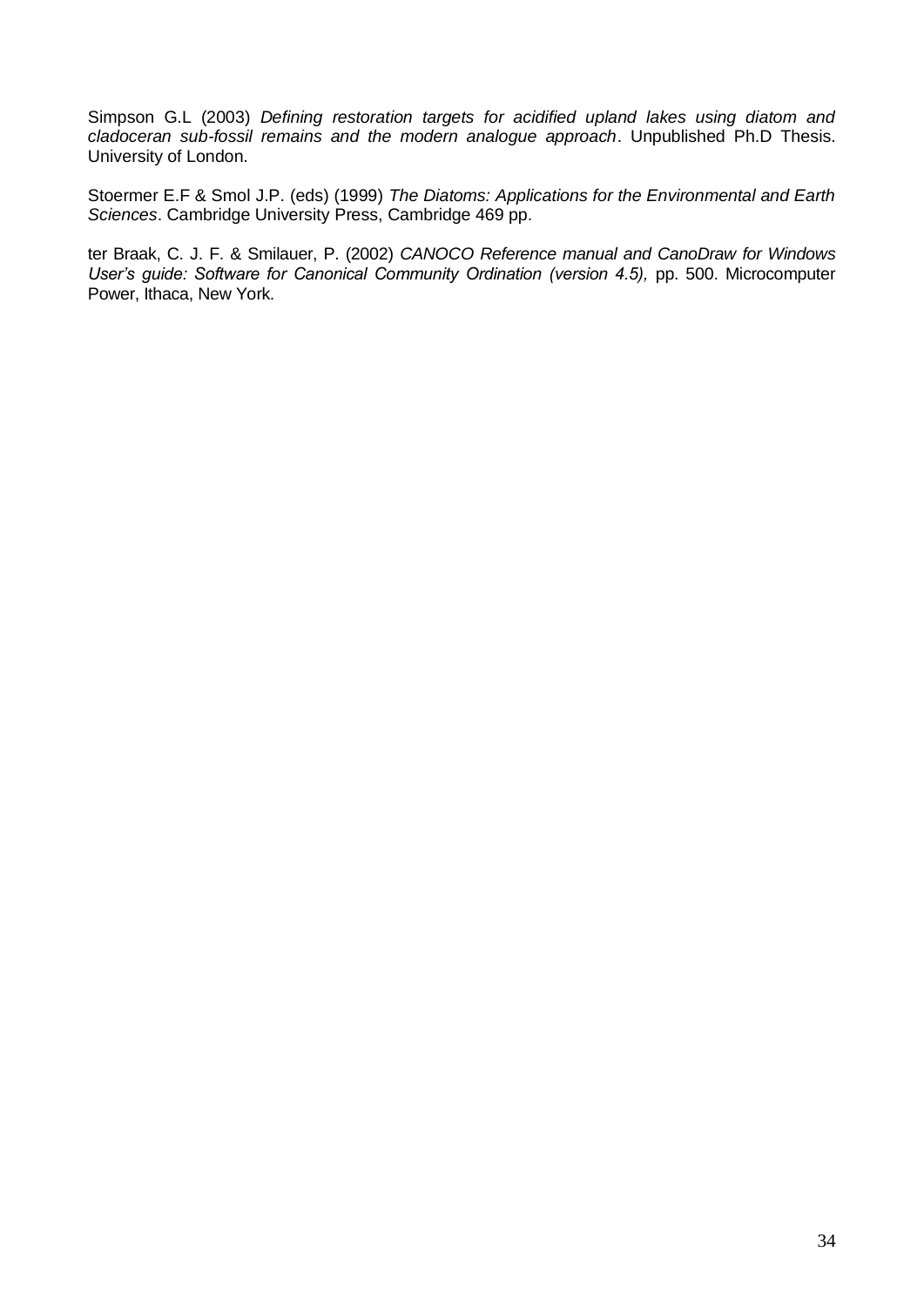Simpson G.L (2003) *Defining restoration targets for acidified upland lakes using diatom and cladoceran sub-fossil remains and the modern analogue approach*. Unpublished Ph.D Thesis. University of London.

Stoermer E.F & Smol J.P. (eds) (1999) *The Diatoms: Applications for the Environmental and Earth Sciences*. Cambridge University Press, Cambridge 469 pp.

ter Braak, C. J. F. & Smilauer, P. (2002) *CANOCO Reference manual and CanoDraw for Windows User's guide: Software for Canonical Community Ordination (version 4.5),* pp. 500. Microcomputer Power, Ithaca, New York.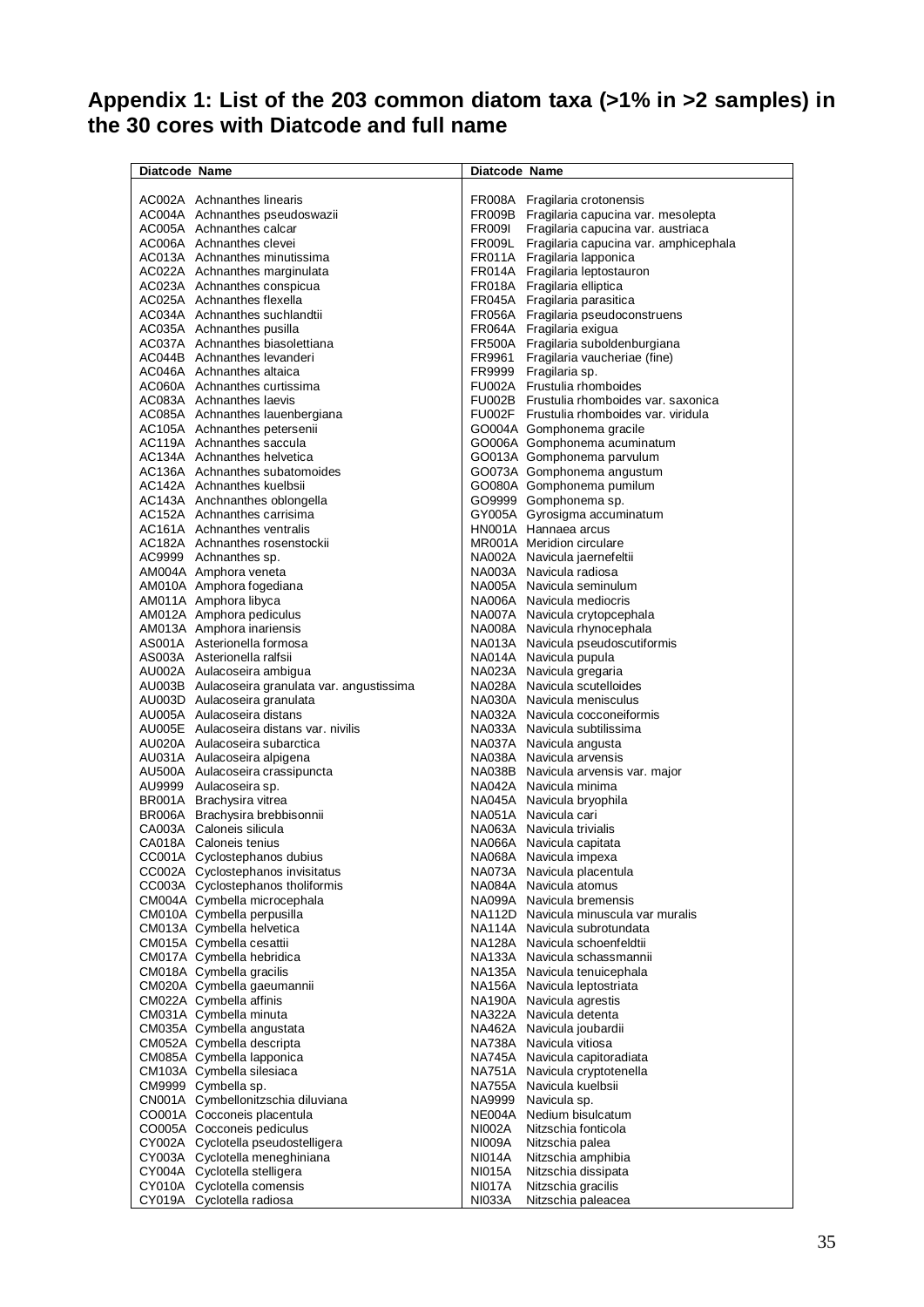## Appendix 1: List of the 203 common diatom taxa (>1% in >2 samples) in the 30 cores with Diatcode and full name

| Diatcode | Name | Diatcode | Name |
|---|---|---|---|
| AC002A | Achnanthes linearis | FR008A | Fragilaria crotonensis |
| AC004A | Achnanthes pseudoswazii | FR009B | Fragilaria capucina var. mesolepta |
| AC005A | Achnanthes calcar | FR009I | Fragilaria capucina var. austriaca |
| AC006A | Achnanthes clevei | FR009L | Fragilaria capucina var. amphicephala |
| AC013A | Achnanthes minutissima | FR011A | Fragilaria lapponica |
| AC022A | Achnanthes marginulata | FR014A | Fragilaria leptostauron |
| AC023A | Achnanthes conspicua | FR018A | Fragilaria elliptica |
| AC025A | Achnanthes flexella | FR045A | Fragilaria parasitica |
| AC034A | Achnanthes suchlandtii | FR056A | Fragilaria pseudoconstruens |
| AC035A | Achnanthes pusilla | FR064A | Fragilaria exigua |
| AC037A | Achnanthes biasolettiana | FR500A | Fragilaria suboldenburgiana |
| AC044B | Achnanthes levanderi | FR9961 | Fragilaria vaucheriae (fine) |
| AC046A | Achnanthes altaica | FR9999 | Fragilaria sp. |
| AC060A | Achnanthes curtissima | FU002A | Frustulia rhomboides |
| AC083A | Achnanthes laevis | FU002B | Frustulia rhomboides var. saxonica |
| AC085A | Achnanthes lauenbergiana | FU002F | Frustulia rhomboides var. viridula |
| AC105A | Achnanthes petersenii | GO004A | Gomphonema gracile |
| AC119A | Achnanthes saccula | GO006A | Gomphonema acuminatum |
| AC134A | Achnanthes helvetica | GO013A | Gomphonema parvulum |
| AC136A | Achnanthes subatomoides | GO073A | Gomphonema angustum |
| AC142A | Achnanthes kuelbsii | GO080A | Gomphonema pumilum |
| AC143A | Anchnanthes oblongella | GO9999 | Gomphonema sp. |
| AC152A | Achnanthes carrisima | GY005A | Gyrosigma accuminatum |
| AC161A | Achnanthes ventralis | HN001A | Hannaea arcus |
| AC182A | Achnanthes rosenstockii | MR001A | Meridion circulare |
| AC9999 | Achnanthes sp. | NA002A | Navicula jaernefeltii |
| AM004A | Amphora veneta | NA003A | Navicula radiosa |
| AM010A | Amphora fogediana | NA005A | Navicula seminulum |
| AM011A | Amphora libyca | NA006A | Navicula mediocris |
| AM012A | Amphora pediculus | NA007A | Navicula crytopcephala |
| AM013A | Amphora inariensis | NA008A | Navicula rhynocephala |
| AS001A | Asterionella formosa | NA013A | Navicula pseudoscutiformis |
| AS003A | Asterionella ralfsii | NA014A | Navicula pupula |
| AU002A | Aulacoseira ambigua | NA023A | Navicula gregaria |
| AU003B | Aulacoseira granulata var. angustissima | NA028A | Navicula scutelloides |
| AU003D | Aulacoseira granulata | NA030A | Navicula menisculus |
| AU005A | Aulacoseira distans | NA032A | Navicula cocconeiformis |
| AU005E | Aulacoseira distans var. nivilis | NA033A | Navicula subtilissima |
| AU020A | Aulacoseira subarctica | NA037A | Navicula angusta |
| AU031A | Aulacoseira alpigena | NA038A | Navicula arvensis |
| AU500A | Aulacoseira crassipuncta | NA038B | Navicula arvensis var. major |
| AU9999 | Aulacoseira sp. | NA042A | Navicula minima |
| BR001A | Brachysira vitrea | NA045A | Navicula bryophila |
| BR006A | Brachysira brebbisonnii | NA051A | Navicula cari |
| CA003A | Caloneis silicula | NA063A | Navicula trivialis |
| CA018A | Caloneis tenius | NA066A | Navicula capitata |
| CC001A | Cyclostephanos dubius | NA068A | Navicula impexa |
| CC002A | Cyclostephanos invisitatus | NA073A | Navicula placentula |
| CC003A | Cyclostephanos tholiformis | NA084A | Navicula atomus |
| CM004A | Cymbella microcephala | NA099A | Navicula bremensis |
| CM010A | Cymbella perpusilla | NA112D | Navicula minuscula var muralis |
| CM013A | Cymbella helvetica | NA114A | Navicula subrotundata |
| CM015A | Cymbella cesattii | NA128A | Navicula schoenfeldtii |
| CM017A | Cymbella hebridica | NA133A | Navicula schassmannii |
| CM018A | Cymbella gracilis | NA135A | Navicula tenuicephala |
| CM020A | Cymbella gaeumannii | NA156A | Navicula leptostriata |
| CM022A | Cymbella affinis | NA190A | Navicula agrestis |
| CM031A | Cymbella minuta | NA322A | Navicula detenta |
| CM035A | Cymbella angustata | NA462A | Navicula joubardii |
| CM052A | Cymbella descripta | NA738A | Navicula vitiosa |
| CM085A | Cymbella lapponica | NA745A | Navicula capitoradiata |
| CM103A | Cymbella silesiaca | NA751A | Navicula cryptotenella |
| CM9999 | Cymbella sp. | NA755A | Navicula kuelbsii |
| CN001A | Cymbellonitzschia diluviana | NA9999 | Navicula sp. |
| CO001A | Cocconeis placentula | NE004A | Nedium bisulcatum |
| CO005A | Cocconeis pediculus | NI002A | Nitzschia fonticola |
| CY002A | Cyclotella pseudostelligera | NI009A | Nitzschia palea |
| CY003A | Cyclotella meneghiniana | NI014A | Nitzschia amphibia |
| CY004A | Cyclotella stelligera | NI015A | Nitzschia dissipata |
| CY010A | Cyclotella comensis | NI017A | Nitzschia gracilis |
| CY019A | Cyclotella radiosa | NI033A | Nitzschia paleacea |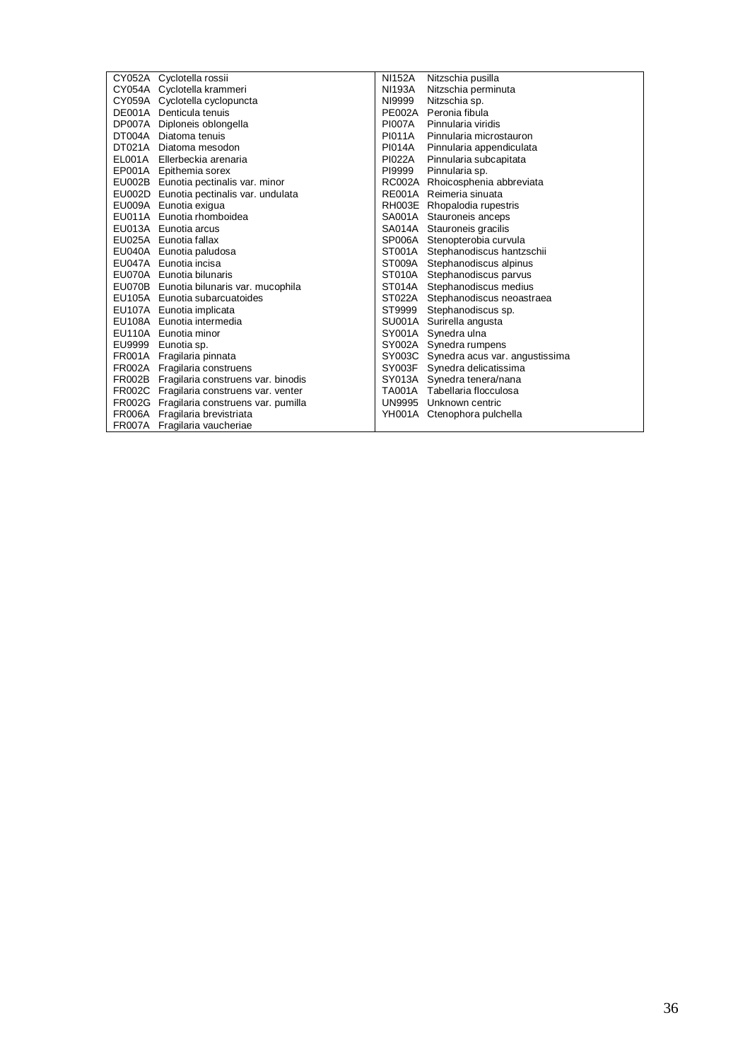| Code | Taxon | Code | Taxon |
|---|---|---|---|
| CY052A | Cyclotella rossii | NI152A | Nitzschia pusilla |
| CY054A | Cyclotella krammeri | NI193A | Nitzschia perminuta |
| CY059A | Cyclotella cyclopuncta | NI9999 | Nitzschia sp. |
| DE001A | Denticula tenuis | PE002A | Peronia fibula |
| DP007A | Diploneis oblongella | PI007A | Pinnularia viridis |
| DT004A | Diatoma tenuis | PI011A | Pinnularia microstauron |
| DT021A | Diatoma mesodon | PI014A | Pinnularia appendiculata |
| EL001A | Ellerbeckia arenaria | PI022A | Pinnularia subcapitata |
| EP001A | Epithemia sorex | PI9999 | Pinnularia sp. |
| EU002B | Eunotia pectinalis var. minor | RC002A | Rhoicosphenia abbreviata |
| EU002D | Eunotia pectinalis var. undulata | RE001A | Reimeria sinuata |
| EU009A | Eunotia exigua | RH003E | Rhopalodia rupestris |
| EU011A | Eunotia rhomboidea | SA001A | Stauroneis anceps |
| EU013A | Eunotia arcus | SA014A | Stauroneis gracilis |
| EU025A | Eunotia fallax | SP006A | Stenopterobia curvula |
| EU040A | Eunotia paludosa | ST001A | Stephanodiscus hantzschii |
| EU047A | Eunotia incisa | ST009A | Stephanodiscus alpinus |
| EU070A | Eunotia bilunaris | ST010A | Stephanodiscus parvus |
| EU070B | Eunotia bilunaris var. mucophila | ST014A | Stephanodiscus medius |
| EU105A | Eunotia subarcuatoides | ST022A | Stephanodiscus neoastraea |
| EU107A | Eunotia implicata | ST9999 | Stephanodiscus sp. |
| EU108A | Eunotia intermedia | SU001A | Surirella angusta |
| EU110A | Eunotia minor | SY001A | Synedra ulna |
| EU9999 | Eunotia sp. | SY002A | Synedra rumpens |
| FR001A | Fragilaria pinnata | SY003C | Synedra acus var. angustissima |
| FR002A | Fragilaria construens | SY003F | Synedra delicatissima |
| FR002B | Fragilaria construens var. binodis | SY013A | Synedra tenera/nana |
| FR002C | Fragilaria construens var. venter | TA001A | Tabellaria flocculosa |
| FR002G | Fragilaria construens var. pumilla | UN9995 | Unknown centric |
| FR006A | Fragilaria brevistriata | YH001A | Ctenophora pulchella |
| FR007A | Fragilaria vaucheriae | | |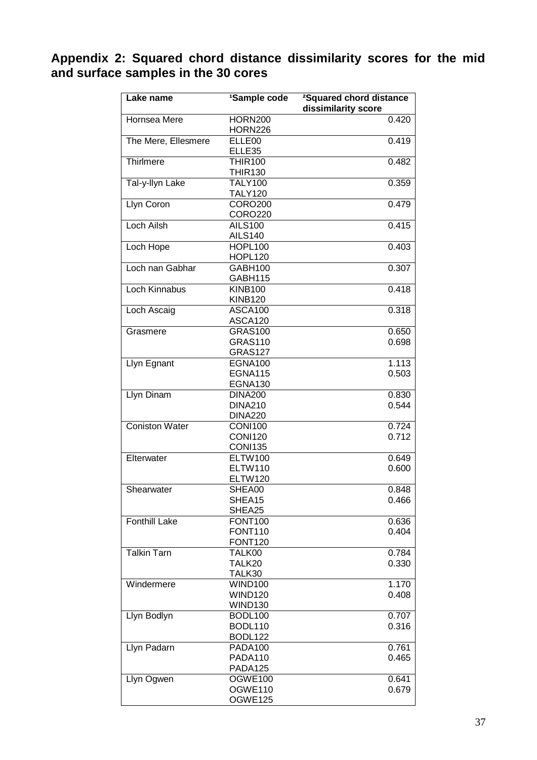## Appendix 2: Squared chord distance dissimilarity scores for the mid and surface samples in the 30 cores

| Lake name | [1]Sample code | [2]Squared chord distance dissimilarity score |
|---|---|---|
| Hornsea Mere | HORN200 | 0.420 |
| | HORN226 | |
| The Mere, Ellesmere | ELLE00 | 0.419 |
| | ELLE35 | |
| Thirlmere | THIR100 | 0.482 |
| | THIR130 | |
| Tal-y-llyn Lake | TALY100 | 0.359 |
| | TALY120 | |
| Llyn Coron | CORO200 | 0.479 |
| | CORO220 | |
| Loch Ailsh | AILS100 | 0.415 |
| | AILS140 | |
| Loch Hope | HOPL100 | 0.403 |
| | HOPL120 | |
| Loch nan Gabhar | GABH100 | 0.307 |
| | GABH115 | |
| Loch Kinnabus | KINB100 | 0.418 |
| | KINB120 | |
| Loch Ascaig | ASCA100 | 0.318 |
| | ASCA120 | |
| Grasmere | GRAS100 | 0.650 |
| | GRAS110 | 0.698 |
| | GRAS127 | |
| Llyn Egnant | EGNA100 | 1.113 |
| | EGNA115 | 0.503 |
| | EGNA130 | |
| Llyn Dinam | DINA200 | 0.830 |
| | DINA210 | 0.544 |
| | DINA220 | |
| Coniston Water | CONI100 | 0.724 |
| | CONI120 | 0.712 |
| | CONI135 | |
| Elterwater | ELTW100 | 0.649 |
| | ELTW110 | 0.600 |
| | ELTW120 | |
| Shearwater | SHEA00 | 0.848 |
| | SHEA15 | 0.466 |
| | SHEA25 | |
| Fonthill Lake | FONT100 | 0.636 |
| | FONT110 | 0.404 |
| | FONT120 | |
| Talkin Tarn | TALK00 | 0.784 |
| | TALK20 | 0.330 |
| | TALK30 | |
| Windermere | WIND100 | 1.170 |
| | WIND120 | 0.408 |
| | WIND130 | |
| Llyn Bodlyn | BODL100 | 0.707 |
| | BODL110 | 0.316 |
| | BODL122 | |
| Llyn Padarn | PADA100 | 0.761 |
| | PADA110 | 0.465 |
| | PADA125 | |
| Llyn Ogwen | OGWE100 | 0.641 |
| | OGWE110 | 0.679 |
| | OGWE125 | |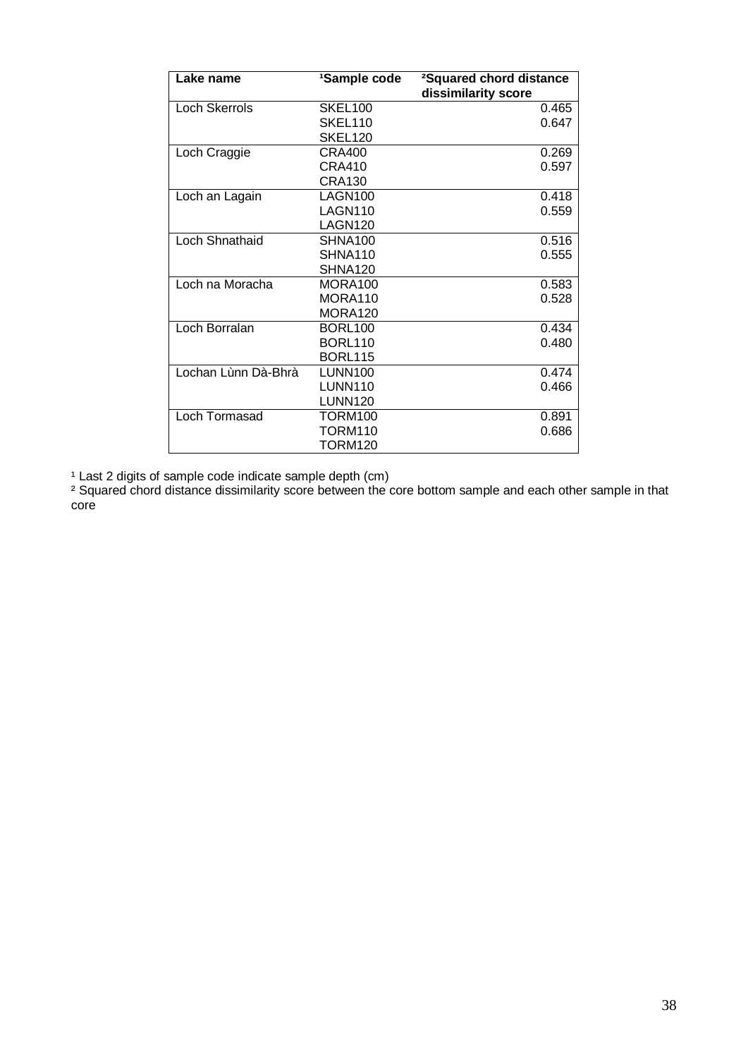| Lake name | [1]Sample code | [2]Squared chord distance dissimilarity score |
|---|---|---|
| Loch Skerrols | SKEL100 | 0.465 |
| | SKEL110 | 0.647 |
| | SKEL120 | |
| Loch Craggie | CRA400 | 0.269 |
| | CRA410 | 0.597 |
| | CRA130 | |
| Loch an Lagain | LAGN100 | 0.418 |
| | LAGN110 | 0.559 |
| | LAGN120 | |
| Loch Shnathaid | SHNA100 | 0.516 |
| | SHNA110 | 0.555 |
| | SHNA120 | |
| Loch na Moracha | MORA100 | 0.583 |
| | MORA110 | 0.528 |
| | MORA120 | |
| Loch Borralan | BORL100 | 0.434 |
| | BORL110 | 0.480 |
| | BORL115 | |
| Lochan Lùnn Dà-Bhrà | LUNN100 | 0.474 |
| | LUNN110 | 0.466 |
| | LUNN120 | |
| Loch Tormasad | TORM100 | 0.891 |
| | TORM110 | 0.686 |
| | TORM120 | |

[1] Last 2 digits of sample code indicate sample depth (cm)
[2] Squared chord distance dissimilarity score between the core bottom sample and each other sample in that core